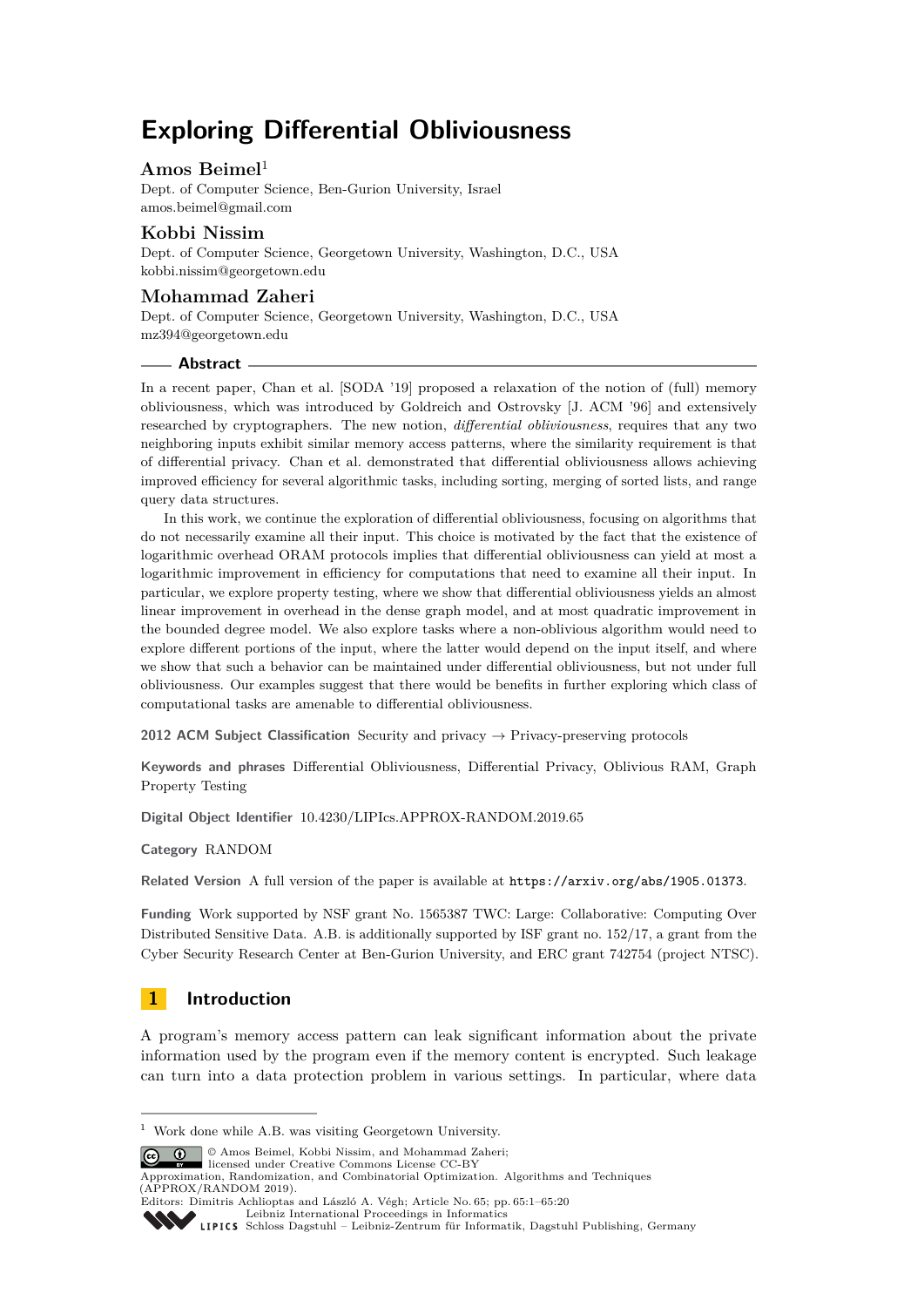# Exploring Differential Obliviousness

## Amos Beimel[1]

Dept. of Computer Science, Ben-Gurion University, Israel
amos.beimel@gmail.com

## Kobbi Nissim

Dept. of Computer Science, Georgetown University, Washington, D.C., USA
kobbi.nissim@georgetown.edu

## Mohammad Zaheri

Dept. of Computer Science, Georgetown University, Washington, D.C., USA
mz394@georgetown.edu

### Abstract

In a recent paper, Chan et al. [SODA '19] proposed a relaxation of the notion of (full) memory obliviousness, which was introduced by Goldreich and Ostrovsky [J. ACM '96] and extensively researched by cryptographers. The new notion, *differential obliviousness*, requires that any two neighboring inputs exhibit similar memory access patterns, where the similarity requirement is that of differential privacy. Chan et al. demonstrated that differential obliviousness allows achieving improved efficiency for several algorithmic tasks, including sorting, merging of sorted lists, and range query data structures.

In this work, we continue the exploration of differential obliviousness, focusing on algorithms that do not necessarily examine all their input. This choice is motivated by the fact that the existence of logarithmic overhead ORAM protocols implies that differential obliviousness can yield at most a logarithmic improvement in efficiency for computations that need to examine all their input. In particular, we explore property testing, where we show that differential obliviousness yields an almost linear improvement in overhead in the dense graph model, and at most quadratic improvement in the bounded degree model. We also explore tasks where a non-oblivious algorithm would need to explore different portions of the input, where the latter would depend on the input itself, and where we show that such a behavior can be maintained under differential obliviousness, but not under full obliviousness. Our examples suggest that there would be benefits in further exploring which class of computational tasks are amenable to differential obliviousness.

**2012 ACM Subject Classification** Security and privacy → Privacy-preserving protocols

**Keywords and phrases** Differential Obliviousness, Differential Privacy, Oblivious RAM, Graph Property Testing

**Digital Object Identifier** 10.4230/LIPIcs.APPROX-RANDOM.2019.65

**Category** RANDOM

**Related Version** A full version of the paper is available at https://arxiv.org/abs/1905.01373.

**Funding** Work supported by NSF grant No. 1565387 TWC: Large: Collaborative: Computing Over Distributed Sensitive Data. A.B. is additionally supported by ISF grant no. 152/17, a grant from the Cyber Security Research Center at Ben-Gurion University, and ERC grant 742754 (project NTSC).

## 1 Introduction

A program's memory access pattern can leak significant information about the private information used by the program even if the memory content is encrypted. Such leakage can turn into a data protection problem in various settings. In particular, where data

[1] Work done while A.B. was visiting Georgetown University.

© Amos Beimel, Kobbi Nissim, and Mohammad Zaheri;
licensed under Creative Commons License CC-BY
Approximation, Randomization, and Combinatorial Optimization. Algorithms and Techniques (APPROX/RANDOM 2019).
Editors: Dimitris Achlioptas and László A. Végh; Article No. 65; pp. 65:1–65:20
Leibniz International Proceedings in Informatics
Schloss Dagstuhl – Leibniz-Zentrum für Informatik, Dagstuhl Publishing, Germany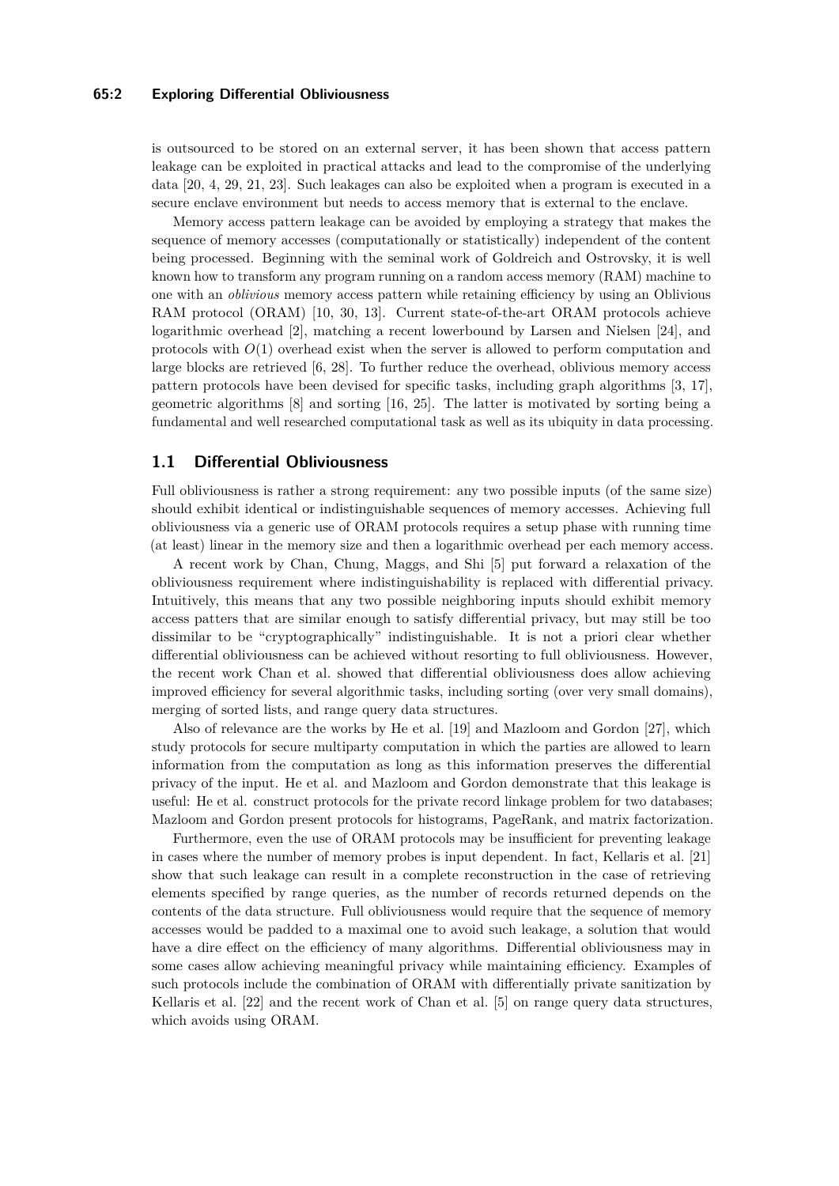is outsourced to be stored on an external server, it has been shown that access pattern leakage can be exploited in practical attacks and lead to the compromise of the underlying data [20, 4, 29, 21, 23]. Such leakages can also be exploited when a program is executed in a secure enclave environment but needs to access memory that is external to the enclave.

Memory access pattern leakage can be avoided by employing a strategy that makes the sequence of memory accesses (computationally or statistically) independent of the content being processed. Beginning with the seminal work of Goldreich and Ostrovsky, it is well known how to transform any program running on a random access memory (RAM) machine to one with an *oblivious* memory access pattern while retaining efficiency by using an Oblivious RAM protocol (ORAM) [10, 30, 13]. Current state-of-the-art ORAM protocols achieve logarithmic overhead [2], matching a recent lowerbound by Larsen and Nielsen [24], and protocols with $O(1)$ overhead exist when the server is allowed to perform computation and large blocks are retrieved [6, 28]. To further reduce the overhead, oblivious memory access pattern protocols have been devised for specific tasks, including graph algorithms [3, 17], geometric algorithms [8] and sorting [16, 25]. The latter is motivated by sorting being a fundamental and well researched computational task as well as its ubiquity in data processing.

## 1.1 Differential Obliviousness

Full obliviousness is rather a strong requirement: any two possible inputs (of the same size) should exhibit identical or indistinguishable sequences of memory accesses. Achieving full obliviousness via a generic use of ORAM protocols requires a setup phase with running time (at least) linear in the memory size and then a logarithmic overhead per each memory access.

A recent work by Chan, Chung, Maggs, and Shi [5] put forward a relaxation of the obliviousness requirement where indistinguishability is replaced with differential privacy. Intuitively, this means that any two possible neighboring inputs should exhibit memory access patters that are similar enough to satisfy differential privacy, but may still be too dissimilar to be "cryptographically" indistinguishable. It is not a priori clear whether differential obliviousness can be achieved without resorting to full obliviousness. However, the recent work Chan et al. showed that differential obliviousness does allow achieving improved efficiency for several algorithmic tasks, including sorting (over very small domains), merging of sorted lists, and range query data structures.

Also of relevance are the works by He et al. [19] and Mazloom and Gordon [27], which study protocols for secure multiparty computation in which the parties are allowed to learn information from the computation as long as this information preserves the differential privacy of the input. He et al. and Mazloom and Gordon demonstrate that this leakage is useful: He et al. construct protocols for the private record linkage problem for two databases; Mazloom and Gordon present protocols for histograms, PageRank, and matrix factorization.

Furthermore, even the use of ORAM protocols may be insufficient for preventing leakage in cases where the number of memory probes is input dependent. In fact, Kellaris et al. [21] show that such leakage can result in a complete reconstruction in the case of retrieving elements specified by range queries, as the number of records returned depends on the contents of the data structure. Full obliviousness would require that the sequence of memory accesses would be padded to a maximal one to avoid such leakage, a solution that would have a dire effect on the efficiency of many algorithms. Differential obliviousness may in some cases allow achieving meaningful privacy while maintaining efficiency. Examples of such protocols include the combination of ORAM with differentially private sanitization by Kellaris et al. [22] and the recent work of Chan et al. [5] on range query data structures, which avoids using ORAM.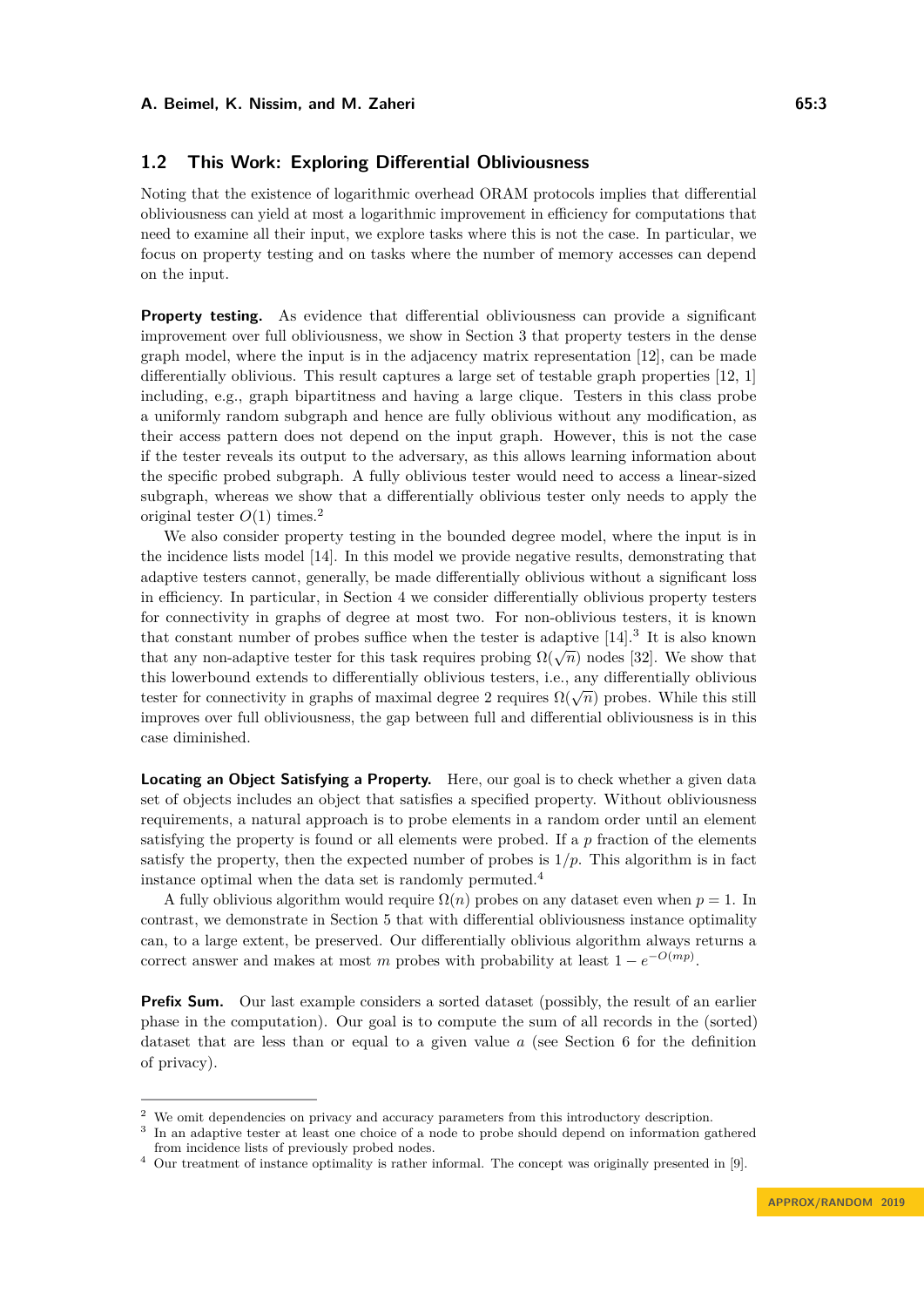## 1.2 This Work: Exploring Differential Obliviousness

Noting that the existence of logarithmic overhead ORAM protocols implies that differential obliviousness can yield at most a logarithmic improvement in efficiency for computations that need to examine all their input, we explore tasks where this is not the case. In particular, we focus on property testing and on tasks where the number of memory accesses can depend on the input.

**Property testing.** As evidence that differential obliviousness can provide a significant improvement over full obliviousness, we show in Section 3 that property testers in the dense graph model, where the input is in the adjacency matrix representation [12], can be made differentially oblivious. This result captures a large set of testable graph properties [12, 1] including, e.g., graph bipartitness and having a large clique. Testers in this class probe a uniformly random subgraph and hence are fully oblivious without any modification, as their access pattern does not depend on the input graph. However, this is not the case if the tester reveals its output to the adversary, as this allows learning information about the specific probed subgraph. A fully oblivious tester would need to access a linear-sized subgraph, whereas we show that a differentially oblivious tester only needs to apply the original tester $O(1)$ times.[2]

We also consider property testing in the bounded degree model, where the input is in the incidence lists model [14]. In this model we provide negative results, demonstrating that adaptive testers cannot, generally, be made differentially oblivious without a significant loss in efficiency. In particular, in Section 4 we consider differentially oblivious property testers for connectivity in graphs of degree at most two. For non-oblivious testers, it is known that constant number of probes suffice when the tester is adaptive [14].[3] It is also known that any non-adaptive tester for this task requires probing $\Omega(\sqrt{n})$ nodes [32]. We show that this lowerbound extends to differentially oblivious testers, i.e., any differentially oblivious tester for connectivity in graphs of maximal degree 2 requires $\Omega(\sqrt{n})$ probes. While this still improves over full obliviousness, the gap between full and differential obliviousness is in this case diminished.

**Locating an Object Satisfying a Property.** Here, our goal is to check whether a given data set of objects includes an object that satisfies a specified property. Without obliviousness requirements, a natural approach is to probe elements in a random order until an element satisfying the property is found or all elements were probed. If a $p$ fraction of the elements satisfy the property, then the expected number of probes is $1/p$. This algorithm is in fact instance optimal when the data set is randomly permuted.[4]

A fully oblivious algorithm would require $\Omega(n)$ probes on any dataset even when $p = 1$. In contrast, we demonstrate in Section 5 that with differential obliviousness instance optimality can, to a large extent, be preserved. Our differentially oblivious algorithm always returns a correct answer and makes at most $m$ probes with probability at least $1 - e^{-O(mp)}$.

**Prefix Sum.** Our last example considers a sorted dataset (possibly, the result of an earlier phase in the computation). Our goal is to compute the sum of all records in the (sorted) dataset that are less than or equal to a given value $a$ (see Section 6 for the definition of privacy).

---

[2] We omit dependencies on privacy and accuracy parameters from this introductory description.

[3] In an adaptive tester at least one choice of a node to probe should depend on information gathered from incidence lists of previously probed nodes.

[4] Our treatment of instance optimality is rather informal. The concept was originally presented in [9].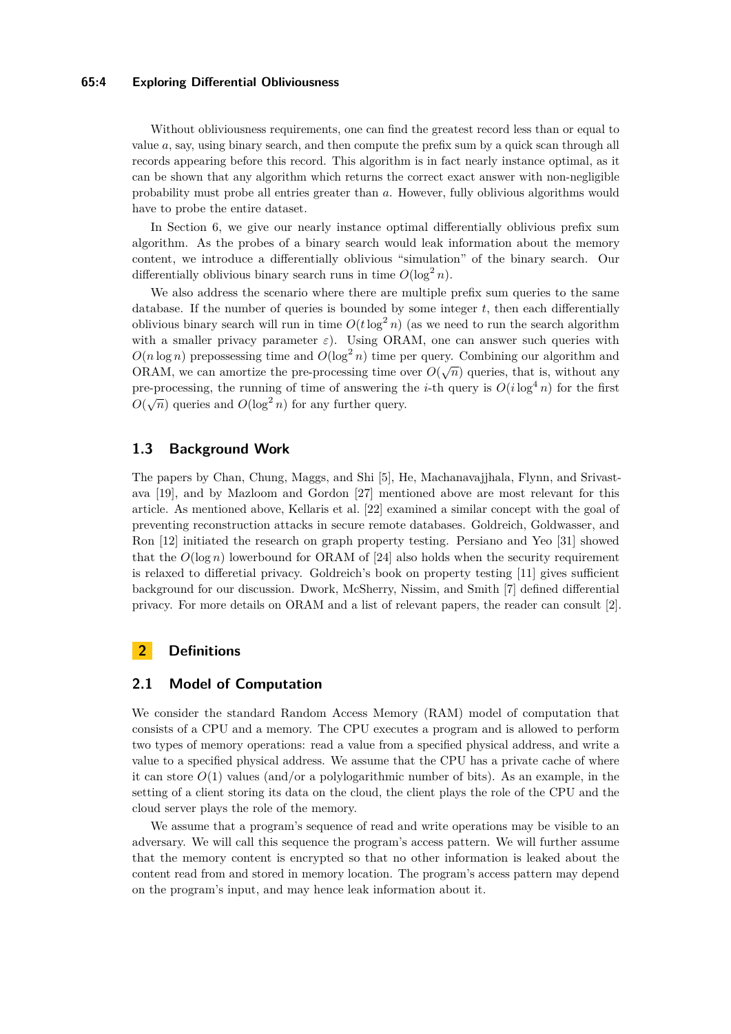Without obliviousness requirements, one can find the greatest record less than or equal to value $a$, say, using binary search, and then compute the prefix sum by a quick scan through all records appearing before this record. This algorithm is in fact nearly instance optimal, as it can be shown that any algorithm which returns the correct exact answer with non-negligible probability must probe all entries greater than $a$. However, fully oblivious algorithms would have to probe the entire dataset.

In Section 6, we give our nearly instance optimal differentially oblivious prefix sum algorithm. As the probes of a binary search would leak information about the memory content, we introduce a differentially oblivious "simulation" of the binary search. Our differentially oblivious binary search runs in time $O(\log^2 n)$.

We also address the scenario where there are multiple prefix sum queries to the same database. If the number of queries is bounded by some integer $t$, then each differentially oblivious binary search will run in time $O(t \log^2 n)$ (as we need to run the search algorithm with a smaller privacy parameter $\varepsilon$). Using ORAM, one can answer such queries with $O(n \log n)$ prepossessing time and $O(\log^2 n)$ time per query. Combining our algorithm and ORAM, we can amortize the pre-processing time over $O(\sqrt{n})$ queries, that is, without any pre-processing, the running of time of answering the $i$-th query is $O(i \log^4 n)$ for the first $O(\sqrt{n})$ queries and $O(\log^2 n)$ for any further query.

### 1.3 Background Work

The papers by Chan, Chung, Maggs, and Shi [5], He, Machanavajjhala, Flynn, and Srivastava [19], and by Mazloom and Gordon [27] mentioned above are most relevant for this article. As mentioned above, Kellaris et al. [22] examined a similar concept with the goal of preventing reconstruction attacks in secure remote databases. Goldreich, Goldwasser, and Ron [12] initiated the research on graph property testing. Persiano and Yeo [31] showed that the $O(\log n)$ lowerbound for ORAM of [24] also holds when the security requirement is relaxed to differetial privacy. Goldreich's book on property testing [11] gives sufficient background for our discussion. Dwork, McSherry, Nissim, and Smith [7] defined differential privacy. For more details on ORAM and a list of relevant papers, the reader can consult [2].

## 2 Definitions

### 2.1 Model of Computation

We consider the standard Random Access Memory (RAM) model of computation that consists of a CPU and a memory. The CPU executes a program and is allowed to perform two types of memory operations: read a value from a specified physical address, and write a value to a specified physical address. We assume that the CPU has a private cache of where it can store $O(1)$ values (and/or a polylogarithmic number of bits). As an example, in the setting of a client storing its data on the cloud, the client plays the role of the CPU and the cloud server plays the role of the memory.

We assume that a program's sequence of read and write operations may be visible to an adversary. We will call this sequence the program's access pattern. We will further assume that the memory content is encrypted so that no other information is leaked about the content read from and stored in memory location. The program's access pattern may depend on the program's input, and may hence leak information about it.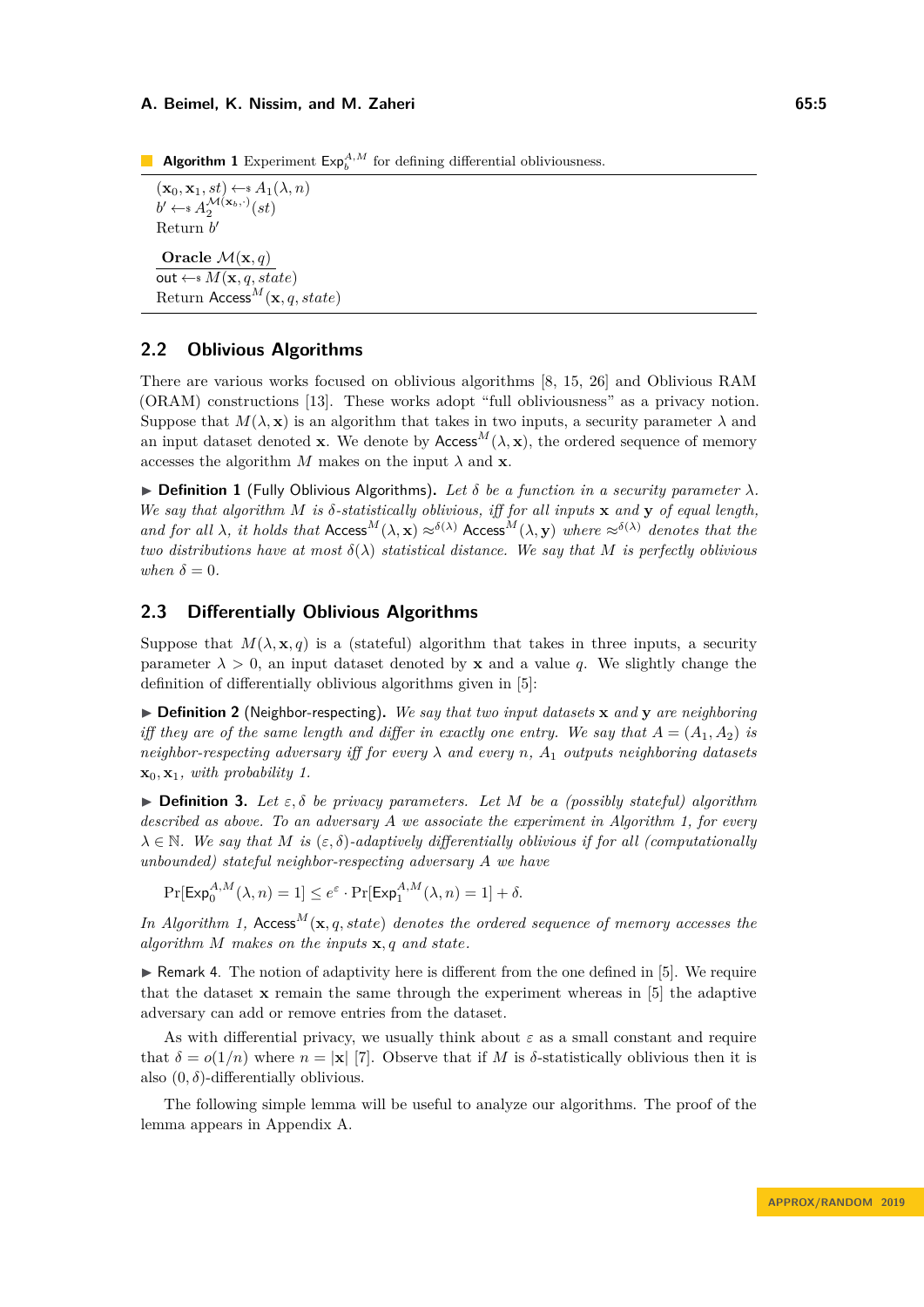**Algorithm 1** Experiment $\mathsf{Exp}_b^{A,M}$ for defining differential obliviousness.

$(\mathbf{x}_0, \mathbf{x}_1, st) \leftarrow\!\!\$\; A_1(\lambda, n)$
$b' \leftarrow\!\!\$\; A_2^{\mathcal{M}(\mathbf{x}_b, \cdot)}(st)$
Return $b'$

**Oracle** $\mathcal{M}(\mathbf{x}, q)$
$\mathsf{out} \leftarrow\!\!\$\; M(\mathbf{x}, q, state)$
Return $\mathsf{Access}^M(\mathbf{x}, q, state)$

## 2.2 Oblivious Algorithms

There are various works focused on oblivious algorithms [8, 15, 26] and Oblivious RAM (ORAM) constructions [13]. These works adopt "full obliviousness" as a privacy notion. Suppose that $M(\lambda, \mathbf{x})$ is an algorithm that takes in two inputs, a security parameter $\lambda$ and an input dataset denoted $\mathbf{x}$. We denote by $\mathsf{Access}^M(\lambda, \mathbf{x})$, the ordered sequence of memory accesses the algorithm $M$ makes on the input $\lambda$ and $\mathbf{x}$.

▶ **Definition 1** (Fully Oblivious Algorithms). *Let $\delta$ be a function in a security parameter $\lambda$. We say that algorithm $M$ is $\delta$-statistically oblivious, iff for all inputs $\mathbf{x}$ and $\mathbf{y}$ of equal length, and for all $\lambda$, it holds that $\mathsf{Access}^M(\lambda, \mathbf{x}) \approx^{\delta(\lambda)} \mathsf{Access}^M(\lambda, \mathbf{y})$ where $\approx^{\delta(\lambda)}$ denotes that the two distributions have at most $\delta(\lambda)$ statistical distance. We say that $M$ is perfectly oblivious when $\delta = 0$.*

## 2.3 Differentially Oblivious Algorithms

Suppose that $M(\lambda, \mathbf{x}, q)$ is a (stateful) algorithm that takes in three inputs, a security parameter $\lambda > 0$, an input dataset denoted by $\mathbf{x}$ and a value $q$. We slightly change the definition of differentially oblivious algorithms given in [5]:

▶ **Definition 2** (Neighbor-respecting). *We say that two input datasets $\mathbf{x}$ and $\mathbf{y}$ are neighboring iff they are of the same length and differ in exactly one entry. We say that $A = (A_1, A_2)$ is neighbor-respecting adversary iff for every $\lambda$ and every $n$, $A_1$ outputs neighboring datasets $\mathbf{x}_0, \mathbf{x}_1$, with probability 1.*

▶ **Definition 3.** *Let $\varepsilon, \delta$ be privacy parameters. Let $M$ be a (possibly stateful) algorithm described as above. To an adversary $A$ we associate the experiment in Algorithm 1, for every $\lambda \in \mathbb{N}$. We say that $M$ is $(\varepsilon, \delta)$-adaptively differentially oblivious if for all (computationally unbounded) stateful neighbor-respecting adversary $A$ we have*

$$\Pr[\mathsf{Exp}_0^{A,M}(\lambda, n) = 1] \leq e^{\varepsilon} \cdot \Pr[\mathsf{Exp}_1^{A,M}(\lambda, n) = 1] + \delta.$$

*In Algorithm 1, $\mathsf{Access}^M(\mathbf{x}, q, state)$ denotes the ordered sequence of memory accesses the algorithm $M$ makes on the inputs $\mathbf{x}, q$ and $state$.*

▶ Remark 4. The notion of adaptivity here is different from the one defined in [5]. We require that the dataset $\mathbf{x}$ remain the same through the experiment whereas in [5] the adaptive adversary can add or remove entries from the dataset.

As with differential privacy, we usually think about $\varepsilon$ as a small constant and require that $\delta = o(1/n)$ where $n = |\mathbf{x}|$ [7]. Observe that if $M$ is $\delta$-statistically oblivious then it is also $(0, \delta)$-differentially oblivious.

The following simple lemma will be useful to analyze our algorithms. The proof of the lemma appears in Appendix A.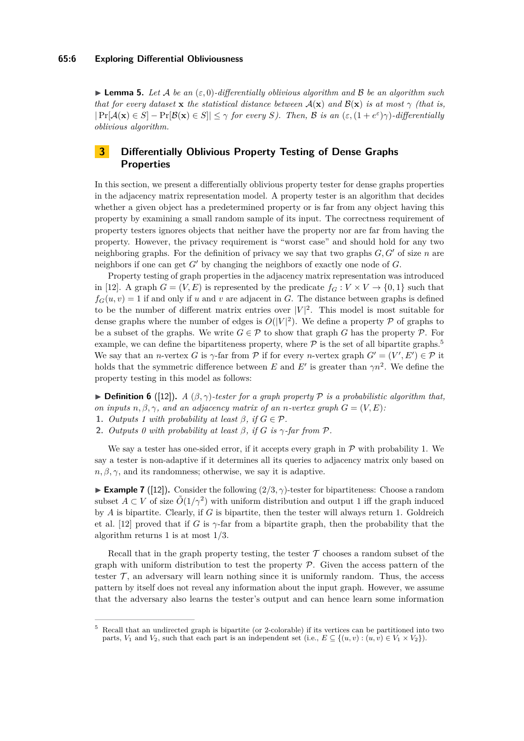► **Lemma 5.** *Let $\mathcal{A}$ be an $(\varepsilon, 0)$-differentially oblivious algorithm and $\mathcal{B}$ be an algorithm such that for every dataset $\mathbf{x}$ the statistical distance between $\mathcal{A}(\mathbf{x})$ and $\mathcal{B}(\mathbf{x})$ is at most $\gamma$ (that is, $|\Pr[\mathcal{A}(\mathbf{x}) \in S] - \Pr[\mathcal{B}(\mathbf{x}) \in S]| \leq \gamma$ for every $S$). Then, $\mathcal{B}$ is an $(\varepsilon, (1 + e^{\varepsilon})\gamma)$-differentially oblivious algorithm.*

## 3 Differentially Oblivious Property Testing of Dense Graphs Properties

In this section, we present a differentially oblivious property tester for dense graphs properties in the adjacency matrix representation model. A property tester is an algorithm that decides whether a given object has a predetermined property or is far from any object having this property by examining a small random sample of its input. The correctness requirement of property testers ignores objects that neither have the property nor are far from having the property. However, the privacy requirement is "worst case" and should hold for any two neighboring graphs. For the definition of privacy we say that two graphs $G, G'$ of size $n$ are neighbors if one can get $G'$ by changing the neighbors of exactly one node of $G$.

Property testing of graph properties in the adjacency matrix representation was introduced in [12]. A graph $G = (V, E)$ is represented by the predicate $f_G : V \times V \to \{0, 1\}$ such that $f_G(u, v) = 1$ if and only if $u$ and $v$ are adjacent in $G$. The distance between graphs is defined to be the number of different matrix entries over $|V|^2$. This model is most suitable for dense graphs where the number of edges is $O(|V|^2)$. We define a property $\mathcal{P}$ of graphs to be a subset of the graphs. We write $G \in \mathcal{P}$ to show that graph $G$ has the property $\mathcal{P}$. For example, we can define the bipartiteness property, where $\mathcal{P}$ is the set of all bipartite graphs.[5] We say that an $n$-vertex $G$ is $\gamma$-far from $\mathcal{P}$ if for every $n$-vertex graph $G' = (V', E') \in \mathcal{P}$ it holds that the symmetric difference between $E$ and $E'$ is greater than $\gamma n^2$. We define the property testing in this model as follows:

► **Definition 6** ([12]). *A $(\beta, \gamma)$-tester for a graph property $\mathcal{P}$ is a probabilistic algorithm that, on inputs $n, \beta, \gamma$, and an adjacency matrix of an $n$-vertex graph $G = (V, E)$:*

1. *Outputs 1 with probability at least $\beta$, if $G \in \mathcal{P}$.*
2. *Outputs 0 with probability at least $\beta$, if $G$ is $\gamma$-far from $\mathcal{P}$.*

We say a tester has one-sided error, if it accepts every graph in $\mathcal{P}$ with probability 1. We say a tester is non-adaptive if it determines all its queries to adjacency matrix only based on $n, \beta, \gamma$, and its randomness; otherwise, we say it is adaptive.

► **Example 7** ([12]). Consider the following $(2/3, \gamma)$-tester for bipartiteness: Choose a random subset $A \subset V$ of size $\tilde{O}(1/\gamma^2)$ with uniform distribution and output 1 iff the graph induced by $A$ is bipartite. Clearly, if $G$ is bipartite, then the tester will always return 1. Goldreich et al. [12] proved that if $G$ is $\gamma$-far from a bipartite graph, then the probability that the algorithm returns 1 is at most 1/3.

Recall that in the graph property testing, the tester $\mathcal{T}$ chooses a random subset of the graph with uniform distribution to test the property $\mathcal{P}$. Given the access pattern of the tester $\mathcal{T}$, an adversary will learn nothing since it is uniformly random. Thus, the access pattern by itself does not reveal any information about the input graph. However, we assume that the adversary also learns the tester's output and can hence learn some information

[5] Recall that an undirected graph is bipartite (or 2-colorable) if its vertices can be partitioned into two parts, $V_1$ and $V_2$, such that each part is an independent set (i.e., $E \subseteq \{(u, v) : (u, v) \in V_1 \times V_2\}$).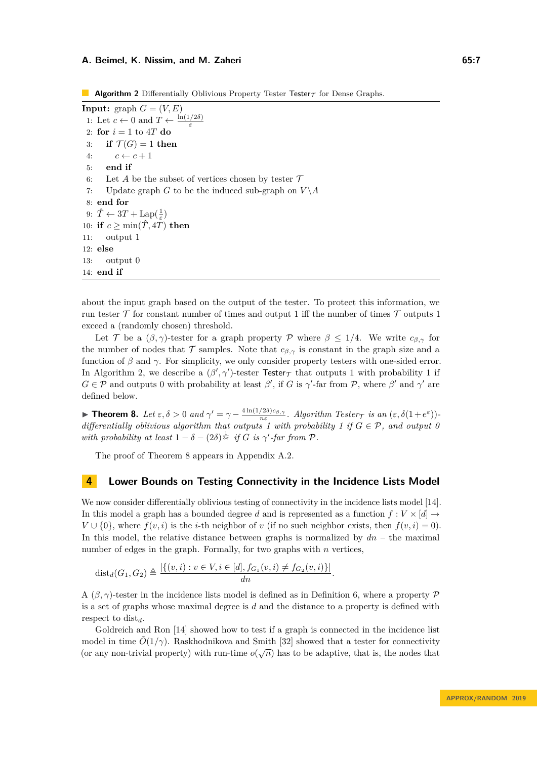**Algorithm 2** Differentially Oblivious Property Tester $\mathsf{Tester}_{\mathcal{T}}$ for Dense Graphs.

```
Input: graph G = (V, E)
 1: Let c ← 0 and T ← ln(1/2δ)/ε
 2: for i = 1 to 4T do
 3:    if 𝒯(G) = 1 then
 4:       c ← c + 1
 5:    end if
 6:    Let A be the subset of vertices chosen by tester 𝒯
 7:    Update graph G to be the induced sub-graph on V \ A
 8: end for
 9: T̂ ← 3T + Lap(1/ε)
10: if c ≥ min(T̂, 4T) then
11:    output 1
12: else
13:    output 0
14: end if
```

about the input graph based on the output of the tester. To protect this information, we run tester $\mathcal{T}$ for constant number of times and output 1 iff the number of times $\mathcal{T}$ outputs 1 exceed a (randomly chosen) threshold.

Let $\mathcal{T}$ be a $(\beta, \gamma)$-tester for a graph property $\mathcal{P}$ where $\beta \leq 1/4$. We write $c_{\beta,\gamma}$ for the number of nodes that $\mathcal{T}$ samples. Note that $c_{\beta,\gamma}$ is constant in the graph size and a function of $\beta$ and $\gamma$. For simplicity, we only consider property testers with one-sided error. In Algorithm 2, we describe a $(\beta', \gamma')$-tester $\mathsf{Tester}_{\mathcal{T}}$ that outputs 1 with probability 1 if $G \in \mathcal{P}$ and outputs 0 with probability at least $\beta'$, if $G$ is $\gamma'$-far from $\mathcal{P}$, where $\beta'$ and $\gamma'$ are defined below.

▶ **Theorem 8.** *Let $\varepsilon, \delta > 0$ and $\gamma' = \gamma - \frac{4\ln(1/2\delta)c_{\beta,\gamma}}{n\varepsilon}$. Algorithm $\mathsf{Tester}_{\mathcal{T}}$ is an $(\varepsilon, \delta(1+e^{\varepsilon}))$-differentially oblivious algorithm that outputs 1 with probability 1 if $G \in \mathcal{P}$, and output 0 with probability at least $1 - \delta - (2\delta)^{\frac{1}{3\varepsilon}}$ if $G$ is $\gamma'$-far from $\mathcal{P}$.*

The proof of Theorem 8 appears in Appendix A.2.

## 4 Lower Bounds on Testing Connectivity in the Incidence Lists Model

We now consider differentially oblivious testing of connectivity in the incidence lists model [14]. In this model a graph has a bounded degree $d$ and is represented as a function $f : V \times [d] \to V \cup \{0\}$, where $f(v, i)$ is the $i$-th neighbor of $v$ (if no such neighbor exists, then $f(v, i) = 0$). In this model, the relative distance between graphs is normalized by $dn$ – the maximal number of edges in the graph. Formally, for two graphs with $n$ vertices,

$$\mathrm{dist}_d(G_1, G_2) \triangleq \frac{|\{(v,i) : v \in V, i \in [d], f_{G_1}(v,i) \neq f_{G_2}(v,i)\}|}{dn}.$$

A $(\beta, \gamma)$-tester in the incidence lists model is defined as in Definition 6, where a property $\mathcal{P}$ is a set of graphs whose maximal degree is $d$ and the distance to a property is defined with respect to $\mathrm{dist}_d$.

Goldreich and Ron [14] showed how to test if a graph is connected in the incidence list model in time $\tilde{O}(1/\gamma)$. Raskhodnikova and Smith [32] showed that a tester for connectivity (or any non-trivial property) with run-time $o(\sqrt{n})$ has to be adaptive, that is, the nodes that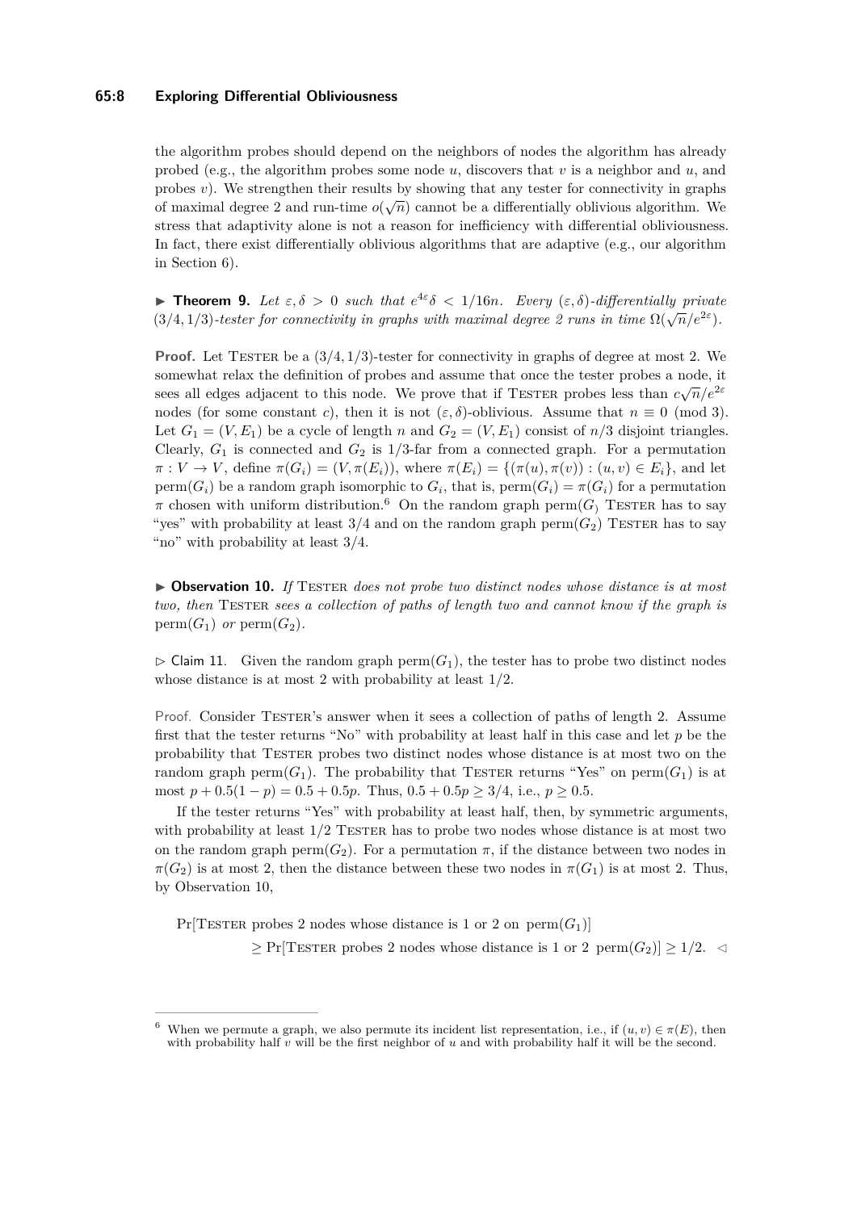the algorithm probes should depend on the neighbors of nodes the algorithm has already probed (e.g., the algorithm probes some node $u$, discovers that $v$ is a neighbor and $u$, and probes $v$). We strengthen their results by showing that any tester for connectivity in graphs of maximal degree 2 and run-time $o(\sqrt{n})$ cannot be a differentially oblivious algorithm. We stress that adaptivity alone is not a reason for inefficiency with differential obliviousness. In fact, there exist differentially oblivious algorithms that are adaptive (e.g., our algorithm in Section 6).

▶ **Theorem 9.** *Let $\varepsilon, \delta > 0$ such that $e^{4\varepsilon}\delta < 1/16n$. Every $(\varepsilon, \delta)$-differentially private $(3/4, 1/3)$-tester for connectivity in graphs with maximal degree 2 runs in time $\Omega(\sqrt{n}/e^{2\varepsilon})$.*

**Proof.** Let Tester be a $(3/4, 1/3)$-tester for connectivity in graphs of degree at most 2. We somewhat relax the definition of probes and assume that once the tester probes a node, it sees all edges adjacent to this node. We prove that if Tester probes less than $c\sqrt{n}/e^{2\varepsilon}$ nodes (for some constant $c$), then it is not $(\varepsilon, \delta)$-oblivious. Assume that $n \equiv 0 \pmod 3$. Let $G_1 = (V, E_1)$ be a cycle of length $n$ and $G_2 = (V, E_1)$ consist of $n/3$ disjoint triangles. Clearly, $G_1$ is connected and $G_2$ is $1/3$-far from a connected graph. For a permutation $\pi : V \to V$, define $\pi(G_i) = (V, \pi(E_i))$, where $\pi(E_i) = \{(\pi(u), \pi(v)) : (u, v) \in E_i\}$, and let $\text{perm}(G_i)$ be a random graph isomorphic to $G_i$, that is, $\text{perm}(G_i) = \pi(G_i)$ for a permutation $\pi$ chosen with uniform distribution.[6] On the random graph $\text{perm}(G_)$ Tester has to say "yes" with probability at least $3/4$ and on the random graph $\text{perm}(G_2)$ Tester has to say "no" with probability at least $3/4$.

▶ **Observation 10.** *If* Tester *does not probe two distinct nodes whose distance is at most two, then* Tester *sees a collection of paths of length two and cannot know if the graph is* $\text{perm}(G_1)$ *or* $\text{perm}(G_2)$.

▷ Claim 11. Given the random graph $\text{perm}(G_1)$, the tester has to probe two distinct nodes whose distance is at most 2 with probability at least $1/2$.

Proof. Consider Tester's answer when it sees a collection of paths of length 2. Assume first that the tester returns "No" with probability at least half in this case and let $p$ be the probability that Tester probes two distinct nodes whose distance is at most two on the random graph $\text{perm}(G_1)$. The probability that Tester returns "Yes" on $\text{perm}(G_1)$ is at most $p + 0.5(1 - p) = 0.5 + 0.5p$. Thus, $0.5 + 0.5p \geq 3/4$, i.e., $p \geq 0.5$.

If the tester returns "Yes" with probability at least half, then, by symmetric arguments, with probability at least $1/2$ Tester has to probe two nodes whose distance is at most two on the random graph $\text{perm}(G_2)$. For a permutation $\pi$, if the distance between two nodes in $\pi(G_2)$ is at most 2, then the distance between these two nodes in $\pi(G_1)$ is at most 2. Thus, by Observation 10,

$$\begin{aligned}&\Pr[\text{Tester probes 2 nodes whose distance is 1 or 2 on } \text{perm}(G_1)] \\ &\qquad \geq \Pr[\text{Tester probes 2 nodes whose distance is 1 or 2 } \text{perm}(G_2)] \geq 1/2. \quad \triangleleft\end{aligned}$$

---

[6] When we permute a graph, we also permute its incident list representation, i.e., if $(u, v) \in \pi(E)$, then with probability half $v$ will be the first neighbor of $u$ and with probability half it will be the second.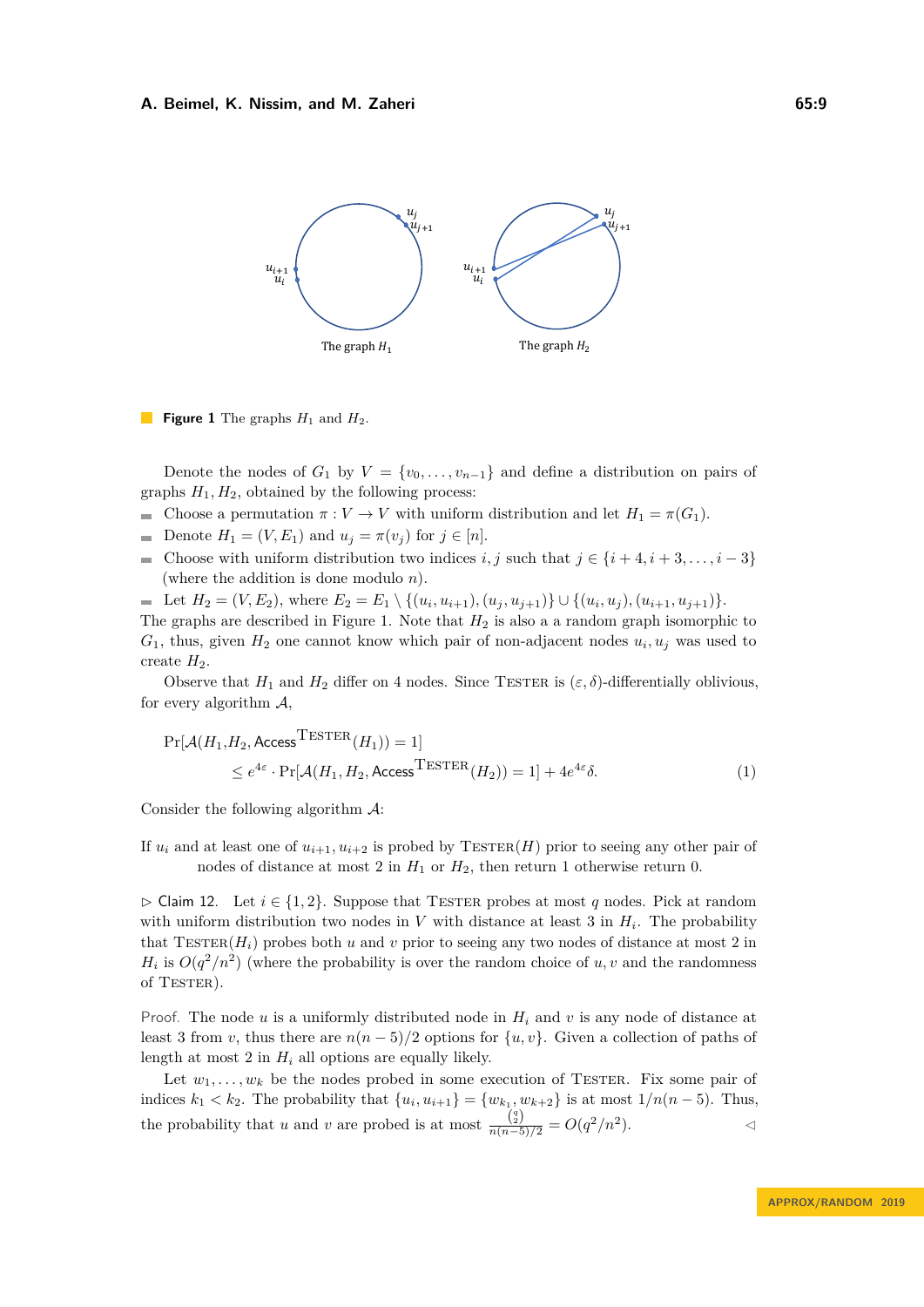**Figure 1** The graphs $H_1$ and $H_2$.

Denote the nodes of $G_1$ by $V = \{v_0, \dots, v_{n-1}\}$ and define a distribution on pairs of graphs $H_1, H_2$, obtained by the following process:

- Choose a permutation $\pi : V \to V$ with uniform distribution and let $H_1 = \pi(G_1)$.
- Denote $H_1 = (V, E_1)$ and $u_j = \pi(v_j)$ for $j \in [n]$.
- Choose with uniform distribution two indices $i, j$ such that $j \in \{i+4, i+3, \dots, i-3\}$ (where the addition is done modulo $n$).
- Let $H_2 = (V, E_2)$, where $E_2 = E_1 \setminus \{(u_i, u_{i+1}), (u_j, u_{j+1})\} \cup \{(u_i, u_j), (u_{i+1}, u_{j+1})\}$.

The graphs are described in Figure 1. Note that $H_2$ is also a random graph isomorphic to $G_1$, thus, given $H_2$ one cannot know which pair of non-adjacent nodes $u_i, u_j$ was used to create $H_2$.

Observe that $H_1$ and $H_2$ differ on 4 nodes. Since TESTER is $(\varepsilon, \delta)$-differentially oblivious, for every algorithm $\mathcal{A}$,

$$\Pr[\mathcal{A}(H_1, H_2, \mathsf{Access}^{\text{TESTER}}(H_1)) = 1] \leq e^{4\varepsilon} \cdot \Pr[\mathcal{A}(H_1, H_2, \mathsf{Access}^{\text{TESTER}}(H_2)) = 1] + 4e^{4\varepsilon}\delta. \tag{1}$$

Consider the following algorithm $\mathcal{A}$:

If $u_i$ and at least one of $u_{i+1}, u_{i+2}$ is probed by TESTER$(H)$ prior to seeing any other pair of nodes of distance at most 2 in $H_1$ or $H_2$, then return 1 otherwise return 0.

▷ Claim 12. Let $i \in \{1, 2\}$. Suppose that TESTER probes at most $q$ nodes. Pick at random with uniform distribution two nodes in $V$ with distance at least 3 in $H_i$. The probability that TESTER$(H_i)$ probes both $u$ and $v$ prior to seeing any two nodes of distance at most 2 in $H_i$ is $O(q^2/n^2)$ (where the probability is over the random choice of $u, v$ and the randomness of TESTER).

*Proof.* The node $u$ is a uniformly distributed node in $H_i$ and $v$ is any node of distance at least 3 from $v$, thus there are $n(n-5)/2$ options for $\{u, v\}$. Given a collection of paths of length at most 2 in $H_i$ all options are equally likely.

Let $w_1, \dots, w_k$ be the nodes probed in some execution of TESTER. Fix some pair of indices $k_1 < k_2$. The probability that $\{u_i, u_{i+1}\} = \{w_{k_1}, w_{k+2}\}$ is at most $1/n(n-5)$. Thus, the probability that $u$ and $v$ are probed is at most $\frac{\binom{q}{2}}{n(n-5)/2} = O(q^2/n^2)$. ◁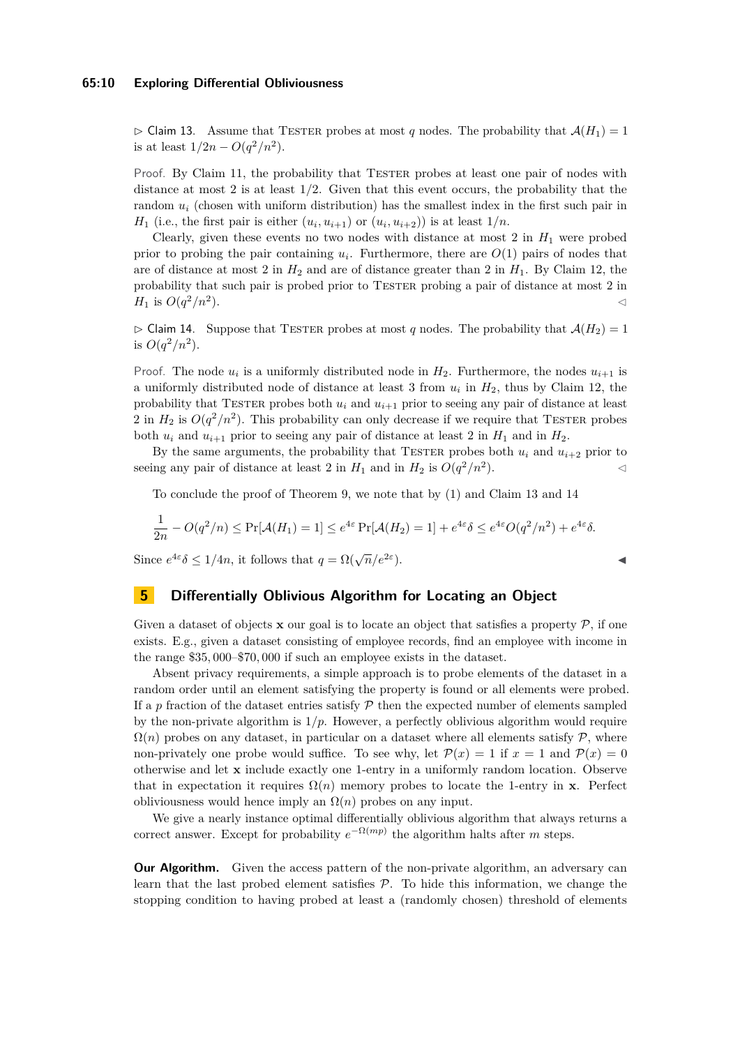▷ Claim 13. Assume that TESTER probes at most $q$ nodes. The probability that $\mathcal{A}(H_1) = 1$ is at least $1/2n - O(q^2/n^2)$.

Proof. By Claim 11, the probability that TESTER probes at least one pair of nodes with distance at most 2 is at least 1/2. Given that this event occurs, the probability that the random $u_i$ (chosen with uniform distribution) has the smallest index in the first such pair in $H_1$ (i.e., the first pair is either $(u_i, u_{i+1})$ or $(u_i, u_{i+2})$) is at least $1/n$.

Clearly, given these events no two nodes with distance at most 2 in $H_1$ were probed prior to probing the pair containing $u_i$. Furthermore, there are $O(1)$ pairs of nodes that are of distance at most 2 in $H_2$ and are of distance greater than 2 in $H_1$. By Claim 12, the probability that such pair is probed prior to TESTER probing a pair of distance at most 2 in $H_1$ is $O(q^2/n^2)$. ◁

▷ Claim 14. Suppose that TESTER probes at most $q$ nodes. The probability that $\mathcal{A}(H_2) = 1$ is $O(q^2/n^2)$.

Proof. The node $u_i$ is a uniformly distributed node in $H_2$. Furthermore, the nodes $u_{i+1}$ is a uniformly distributed node of distance at least 3 from $u_i$ in $H_2$, thus by Claim 12, the probability that TESTER probes both $u_i$ and $u_{i+1}$ prior to seeing any pair of distance at least 2 in $H_2$ is $O(q^2/n^2)$. This probability can only decrease if we require that TESTER probes both $u_i$ and $u_{i+1}$ prior to seeing any pair of distance at least 2 in $H_1$ and in $H_2$.

By the same arguments, the probability that TESTER probes both $u_i$ and $u_{i+2}$ prior to seeing any pair of distance at least 2 in $H_1$ and in $H_2$ is $O(q^2/n^2)$. ◁

To conclude the proof of Theorem 9, we note that by (1) and Claim 13 and 14

$$\frac{1}{2n} - O(q^2/n) \leq \Pr[\mathcal{A}(H_1) = 1] \leq e^{4\varepsilon} \Pr[\mathcal{A}(H_2) = 1] + e^{4\varepsilon}\delta \leq e^{4\varepsilon} O(q^2/n^2) + e^{4\varepsilon}\delta.$$

Since $e^{4\varepsilon}\delta \leq 1/4n$, it follows that $q = \Omega(\sqrt{n}/e^{2\varepsilon})$. ◀

## 5 Differentially Oblivious Algorithm for Locating an Object

Given a dataset of objects $\mathbf{x}$ our goal is to locate an object that satisfies a property $\mathcal{P}$, if one exists. E.g., given a dataset consisting of employee records, find an employee with income in the range \$35,000–\$70,000 if such an employee exists in the dataset.

Absent privacy requirements, a simple approach is to probe elements of the dataset in a random order until an element satisfying the property is found or all elements were probed. If a $p$ fraction of the dataset entries satisfy $\mathcal{P}$ then the expected number of elements sampled by the non-private algorithm is $1/p$. However, a perfectly oblivious algorithm would require $\Omega(n)$ probes on any dataset, in particular on a dataset where all elements satisfy $\mathcal{P}$, where non-privately one probe would suffice. To see why, let $\mathcal{P}(x) = 1$ if $x = 1$ and $\mathcal{P}(x) = 0$ otherwise and let $\mathbf{x}$ include exactly one 1-entry in a uniformly random location. Observe that in expectation it requires $\Omega(n)$ memory probes to locate the 1-entry in $\mathbf{x}$. Perfect obliviousness would hence imply an $\Omega(n)$ probes on any input.

We give a nearly instance optimal differentially oblivious algorithm that always returns a correct answer. Except for probability $e^{-\Omega(mp)}$ the algorithm halts after $m$ steps.

**Our Algorithm.** Given the access pattern of the non-private algorithm, an adversary can learn that the last probed element satisfies $\mathcal{P}$. To hide this information, we change the stopping condition to having probed at least a (randomly chosen) threshold of elements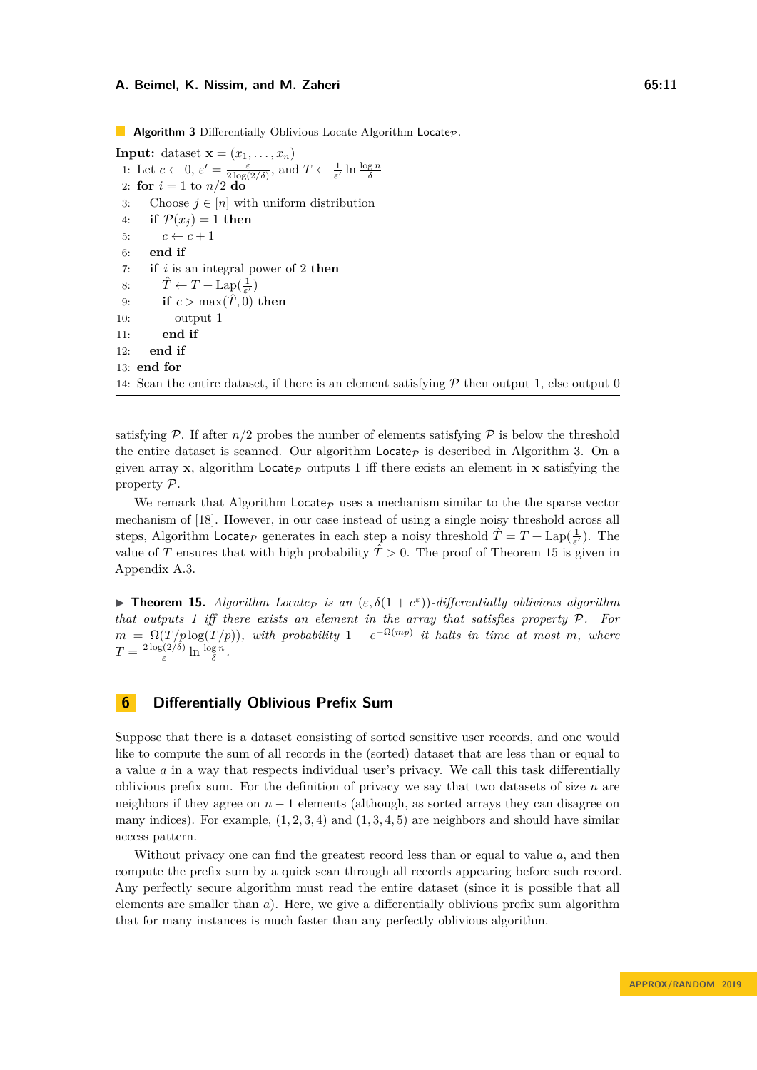**Algorithm 3** Differentially Oblivious Locate Algorithm $\mathsf{Locate}_{\mathcal{P}}$.

```
Input: dataset x = (x_1, ..., x_n)
 1: Let c ← 0, ε' = ε / (2 log(2/δ)), and T ← (1/ε') ln (log n / δ)
 2: for i = 1 to n/2 do
 3:    Choose j ∈ [n] with uniform distribution
 4:    if P(x_j) = 1 then
 5:       c ← c + 1
 6:    end if
 7:    if i is an integral power of 2 then
 8:       T̂ ← T + Lap(1/ε')
 9:       if c > max(T̂, 0) then
10:          output 1
11:       end if
12:    end if
13: end for
14: Scan the entire dataset, if there is an element satisfying P then output 1, else output 0
```

satisfying $\mathcal{P}$. If after $n/2$ probes the number of elements satisfying $\mathcal{P}$ is below the threshold the entire dataset is scanned. Our algorithm $\mathsf{Locate}_{\mathcal{P}}$ is described in Algorithm 3. On a given array $\mathbf{x}$, algorithm $\mathsf{Locate}_{\mathcal{P}}$ outputs 1 iff there exists an element in $\mathbf{x}$ satisfying the property $\mathcal{P}$.

We remark that Algorithm $\mathsf{Locate}_{\mathcal{P}}$ uses a mechanism similar to the the sparse vector mechanism of [18]. However, in our case instead of using a single noisy threshold across all steps, Algorithm $\mathsf{Locate}_{\mathcal{P}}$ generates in each step a noisy threshold $\hat{T} = T + \mathrm{Lap}(\frac{1}{\varepsilon'})$. The value of $T$ ensures that with high probability $\hat{T} > 0$. The proof of Theorem 15 is given in Appendix A.3.

▶ **Theorem 15.** *Algorithm $\mathsf{Locate}_{\mathcal{P}}$ is an $(\varepsilon, \delta(1 + e^{\varepsilon}))$-differentially oblivious algorithm that outputs 1 iff there exists an element in the array that satisfies property $\mathcal{P}$. For $m = \Omega(T/p \log(T/p))$, with probability $1 - e^{-\Omega(mp)}$ it halts in time at most $m$, where $T = \frac{2\log(2/\delta)}{\varepsilon} \ln \frac{\log n}{\delta}$.*

# 6 Differentially Oblivious Prefix Sum

Suppose that there is a dataset consisting of sorted sensitive user records, and one would like to compute the sum of all records in the (sorted) dataset that are less than or equal to a value $a$ in a way that respects individual user's privacy. We call this task differentially oblivious prefix sum. For the definition of privacy we say that two datasets of size $n$ are neighbors if they agree on $n - 1$ elements (although, as sorted arrays they can disagree on many indices). For example, $(1, 2, 3, 4)$ and $(1, 3, 4, 5)$ are neighbors and should have similar access pattern.

Without privacy one can find the greatest record less than or equal to value $a$, and then compute the prefix sum by a quick scan through all records appearing before such record. Any perfectly secure algorithm must read the entire dataset (since it is possible that all elements are smaller than $a$). Here, we give a differentially oblivious prefix sum algorithm that for many instances is much faster than any perfectly oblivious algorithm.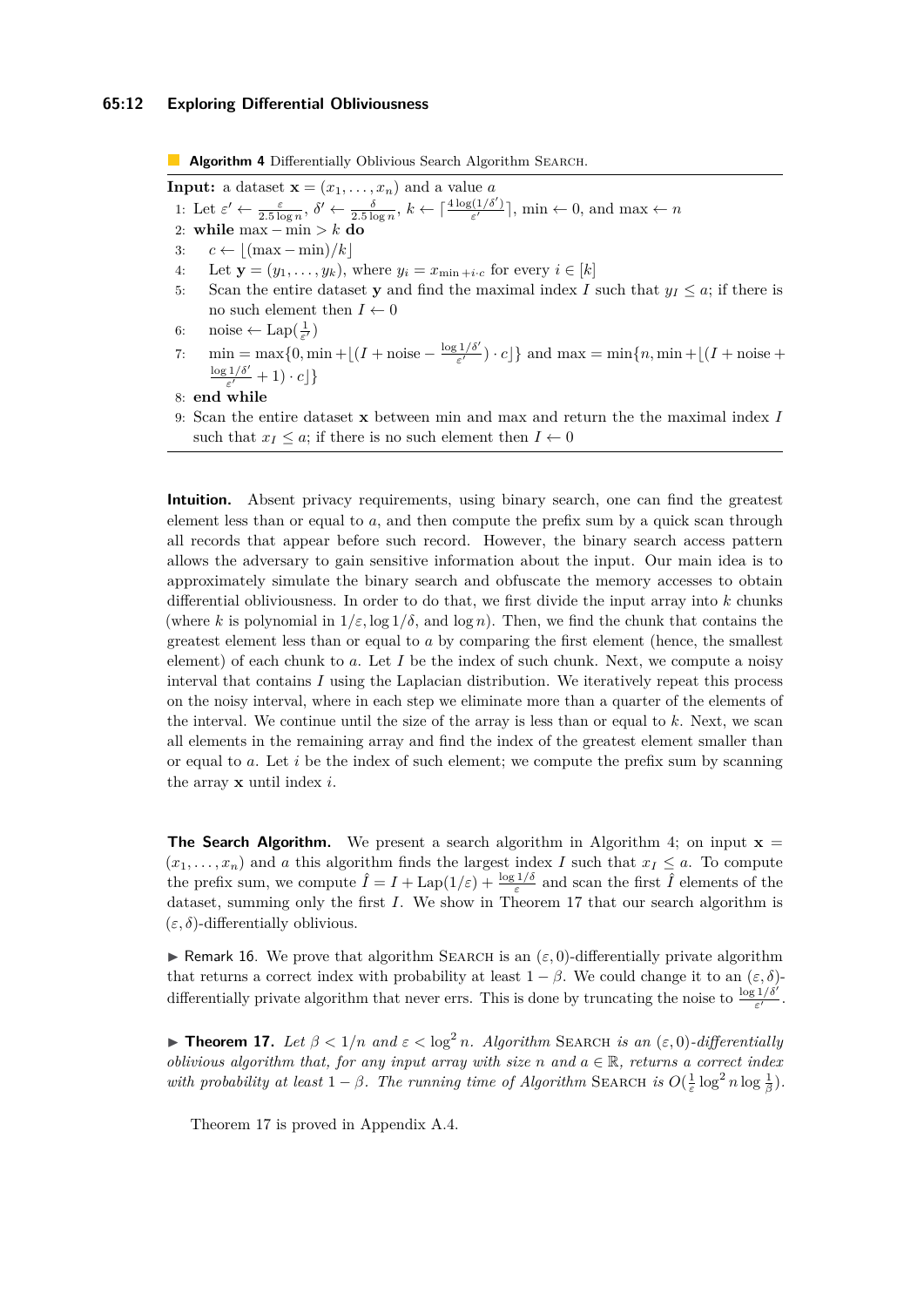**Algorithm 4** Differentially Oblivious Search Algorithm SEARCH.

**Input:** a dataset $\mathbf{x} = (x_1, \ldots, x_n)$ and a value $a$

1: Let $\varepsilon' \leftarrow \frac{\varepsilon}{2.5 \log n}$, $\delta' \leftarrow \frac{\delta}{2.5 \log n}$, $k \leftarrow \lceil \frac{4 \log(1/\delta')}{\varepsilon'} \rceil$, $\min \leftarrow 0$, and $\max \leftarrow n$
2: **while** $\max - \min > k$ **do**
3: $\quad c \leftarrow \lfloor (\max - \min)/k \rfloor$
4: $\quad$ Let $\mathbf{y} = (y_1, \ldots, y_k)$, where $y_i = x_{\min + i \cdot c}$ for every $i \in [k]$
5: $\quad$ Scan the entire dataset $\mathbf{y}$ and find the maximal index $I$ such that $y_I \leq a$; if there is no such element then $I \leftarrow 0$
6: $\quad \text{noise} \leftarrow \text{Lap}(\frac{1}{\varepsilon'})$
7: $\quad \min = \max\{0, \min + \lfloor (I + \text{noise} - \frac{\log 1/\delta'}{\varepsilon'}) \cdot c \rfloor\}$ and $\max = \min\{n, \min + \lfloor (I + \text{noise} + \frac{\log 1/\delta'}{\varepsilon'} + 1) \cdot c \rfloor\}$
8: **end while**
9: Scan the entire dataset $\mathbf{x}$ between min and max and return the the maximal index $I$ such that $x_I \leq a$; if there is no such element then $I \leftarrow 0$

**Intuition.** Absent privacy requirements, using binary search, one can find the greatest element less than or equal to $a$, and then compute the prefix sum by a quick scan through all records that appear before such record. However, the binary search access pattern allows the adversary to gain sensitive information about the input. Our main idea is to approximately simulate the binary search and obfuscate the memory accesses to obtain differential obliviousness. In order to do that, we first divide the input array into $k$ chunks (where $k$ is polynomial in $1/\varepsilon, \log 1/\delta$, and $\log n$). Then, we find the chunk that contains the greatest element less than or equal to $a$ by comparing the first element (hence, the smallest element) of each chunk to $a$. Let $I$ be the index of such chunk. Next, we compute a noisy interval that contains $I$ using the Laplacian distribution. We iteratively repeat this process on the noisy interval, where in each step we eliminate more than a quarter of the elements of the interval. We continue until the size of the array is less than or equal to $k$. Next, we scan all elements in the remaining array and find the index of the greatest element smaller than or equal to $a$. Let $i$ be the index of such element; we compute the prefix sum by scanning the array $\mathbf{x}$ until index $i$.

**The Search Algorithm.** We present a search algorithm in Algorithm 4; on input $\mathbf{x} = (x_1, \ldots, x_n)$ and $a$ this algorithm finds the largest index $I$ such that $x_I \leq a$. To compute the prefix sum, we compute $\hat{I} = I + \text{Lap}(1/\varepsilon) + \frac{\log 1/\delta}{\varepsilon}$ and scan the first $\hat{I}$ elements of the dataset, summing only the first $I$. We show in Theorem 17 that our search algorithm is $(\varepsilon, \delta)$-differentially oblivious.

▶ Remark 16. We prove that algorithm SEARCH is an $(\varepsilon, 0)$-differentially private algorithm that returns a correct index with probability at least $1 - \beta$. We could change it to an $(\varepsilon, \delta)$-differentially private algorithm that never errs. This is done by truncating the noise to $\frac{\log 1/\delta'}{\varepsilon'}$.

▶ **Theorem 17.** *Let $\beta < 1/n$ and $\varepsilon < \log^2 n$. Algorithm* SEARCH *is an $(\varepsilon, 0)$-differentially oblivious algorithm that, for any input array with size $n$ and $a \in \mathbb{R}$, returns a correct index with probability at least $1 - \beta$. The running time of Algorithm* SEARCH *is $O(\frac{1}{\varepsilon} \log^2 n \log \frac{1}{\beta})$.*

Theorem 17 is proved in Appendix A.4.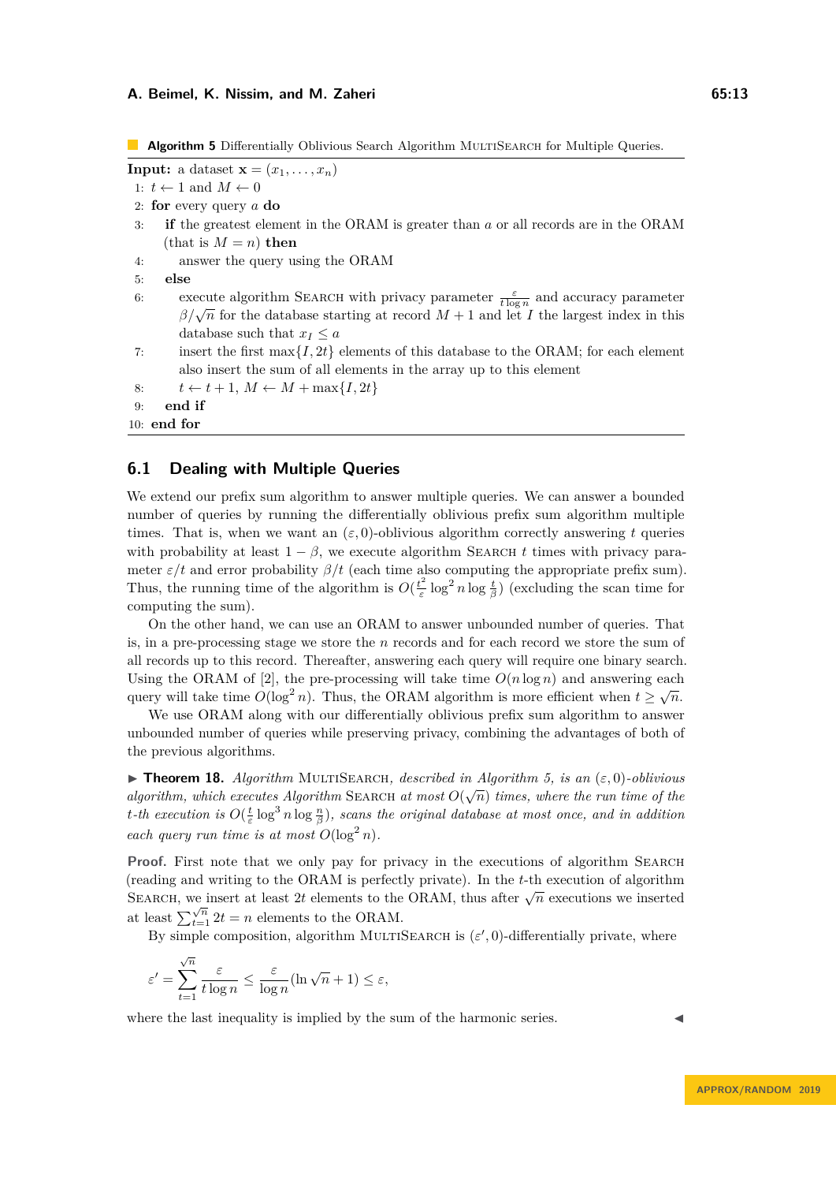**Algorithm 5** Differentially Oblivious Search Algorithm MultiSearch for Multiple Queries.

**Input:** a dataset $\mathbf{x} = (x_1, \ldots, x_n)$

1: $t \leftarrow 1$ and $M \leftarrow 0$
2: **for** every query $a$ **do**
3: &nbsp;&nbsp;&nbsp;&nbsp;**if** the greatest element in the ORAM is greater than $a$ or all records are in the ORAM (that is $M = n$) **then**
4: &nbsp;&nbsp;&nbsp;&nbsp;&nbsp;&nbsp;&nbsp;&nbsp;answer the query using the ORAM
5: &nbsp;&nbsp;&nbsp;&nbsp;**else**
6: &nbsp;&nbsp;&nbsp;&nbsp;&nbsp;&nbsp;&nbsp;&nbsp;execute algorithm Search with privacy parameter $\frac{\varepsilon}{t \log n}$ and accuracy parameter $\beta/\sqrt{n}$ for the database starting at record $M+1$ and let $I$ the largest index in this database such that $x_I \leq a$
7: &nbsp;&nbsp;&nbsp;&nbsp;&nbsp;&nbsp;&nbsp;&nbsp;insert the first $\max\{I, 2t\}$ elements of this database to the ORAM; for each element also insert the sum of all elements in the array up to this element
8: &nbsp;&nbsp;&nbsp;&nbsp;&nbsp;&nbsp;&nbsp;&nbsp;$t \leftarrow t + 1$, $M \leftarrow M + \max\{I, 2t\}$
9: &nbsp;&nbsp;&nbsp;&nbsp;**end if**
10: **end for**

## 6.1 Dealing with Multiple Queries

We extend our prefix sum algorithm to answer multiple queries. We can answer a bounded number of queries by running the differentially oblivious prefix sum algorithm multiple times. That is, when we want an $(\varepsilon, 0)$-oblivious algorithm correctly answering $t$ queries with probability at least $1 - \beta$, we execute algorithm Search $t$ times with privacy parameter $\varepsilon/t$ and error probability $\beta/t$ (each time also computing the appropriate prefix sum). Thus, the running time of the algorithm is $O(\frac{t^2}{\varepsilon} \log^2 n \log \frac{t}{\beta})$ (excluding the scan time for computing the sum).

On the other hand, we can use an ORAM to answer unbounded number of queries. That is, in a pre-processing stage we store the $n$ records and for each record we store the sum of all records up to this record. Thereafter, answering each query will require one binary search. Using the ORAM of [2], the pre-processing will take time $O(n \log n)$ and answering each query will take time $O(\log^2 n)$. Thus, the ORAM algorithm is more efficient when $t \geq \sqrt{n}$.

We use ORAM along with our differentially oblivious prefix sum algorithm to answer unbounded number of queries while preserving privacy, combining the advantages of both of the previous algorithms.

▶ **Theorem 18.** *Algorithm* MultiSearch*, described in Algorithm 5, is an $(\varepsilon, 0)$-oblivious algorithm, which executes Algorithm* Search *at most $O(\sqrt{n})$ times, where the run time of the $t$-th execution is $O(\frac{t}{\varepsilon} \log^3 n \log \frac{n}{\beta})$, scans the original database at most once, and in addition each query run time is at most $O(\log^2 n)$.*

**Proof.** First note that we only pay for privacy in the executions of algorithm Search (reading and writing to the ORAM is perfectly private). In the $t$-th execution of algorithm Search, we insert at least $2t$ elements to the ORAM, thus after $\sqrt{n}$ executions we inserted at least $\sum_{t=1}^{\sqrt{n}} 2t = n$ elements to the ORAM.

By simple composition, algorithm MultiSearch is $(\varepsilon', 0)$-differentially private, where

$$\varepsilon' = \sum_{t=1}^{\sqrt{n}} \frac{\varepsilon}{t \log n} \leq \frac{\varepsilon}{\log n}(\ln \sqrt{n} + 1) \leq \varepsilon,$$

where the last inequality is implied by the sum of the harmonic series. ◀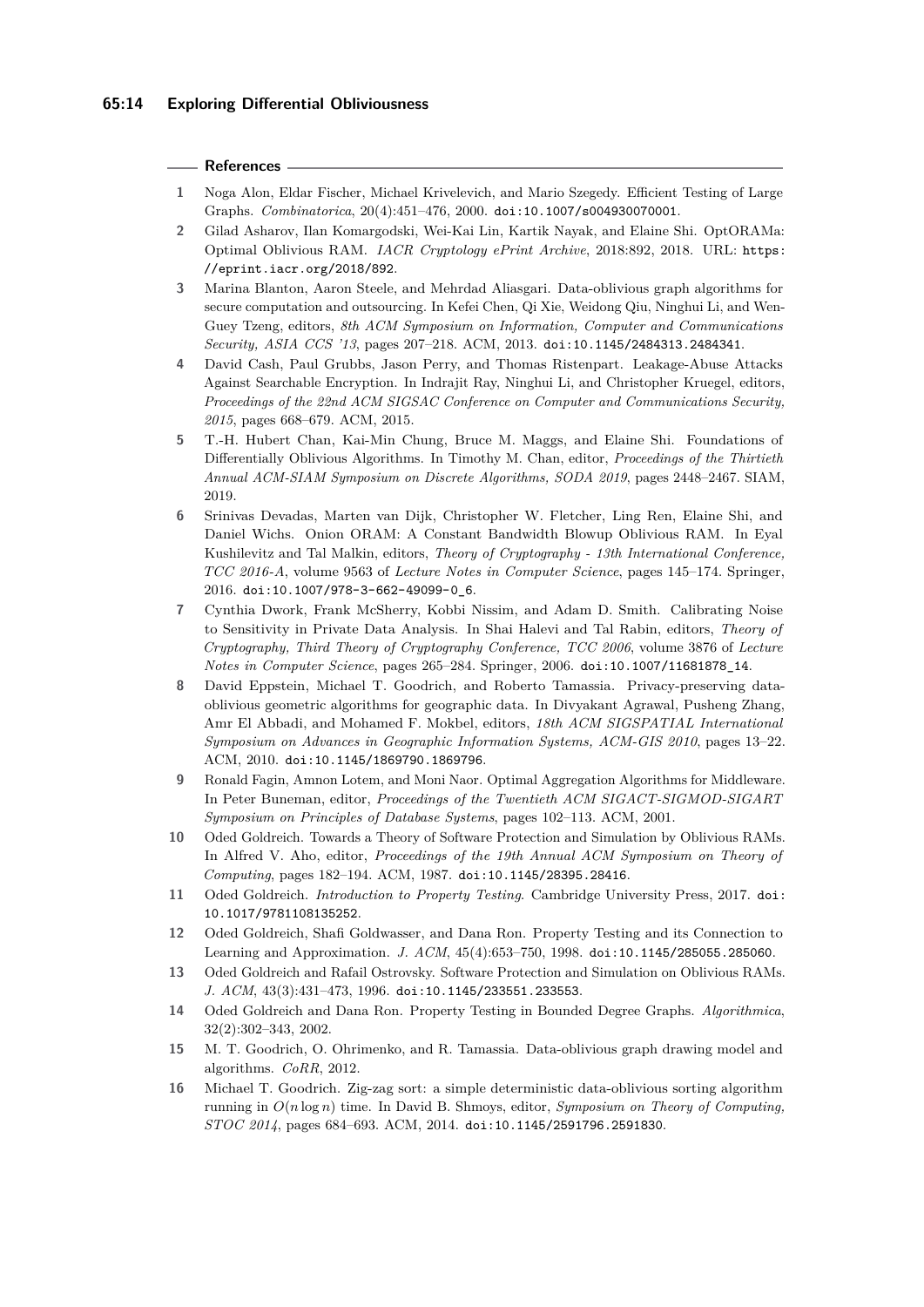## References

1. Noga Alon, Eldar Fischer, Michael Krivelevich, and Mario Szegedy. Efficient Testing of Large Graphs. *Combinatorica*, 20(4):451–476, 2000. doi:10.1007/s004930070001.
2. Gilad Asharov, Ilan Komargodski, Wei-Kai Lin, Kartik Nayak, and Elaine Shi. OptORAMa: Optimal Oblivious RAM. *IACR Cryptology ePrint Archive*, 2018:892, 2018. URL: https://eprint.iacr.org/2018/892.
3. Marina Blanton, Aaron Steele, and Mehrdad Aliasgari. Data-oblivious graph algorithms for secure computation and outsourcing. In Kefei Chen, Qi Xie, Weidong Qiu, Ninghui Li, and Wen-Guey Tzeng, editors, *8th ACM Symposium on Information, Computer and Communications Security, ASIA CCS '13*, pages 207–218. ACM, 2013. doi:10.1145/2484313.2484341.
4. David Cash, Paul Grubbs, Jason Perry, and Thomas Ristenpart. Leakage-Abuse Attacks Against Searchable Encryption. In Indrajit Ray, Ninghui Li, and Christopher Kruegel, editors, *Proceedings of the 22nd ACM SIGSAC Conference on Computer and Communications Security, 2015*, pages 668–679. ACM, 2015.
5. T.-H. Hubert Chan, Kai-Min Chung, Bruce M. Maggs, and Elaine Shi. Foundations of Differentially Oblivious Algorithms. In Timothy M. Chan, editor, *Proceedings of the Thirtieth Annual ACM-SIAM Symposium on Discrete Algorithms, SODA 2019*, pages 2448–2467. SIAM, 2019.
6. Srinivas Devadas, Marten van Dijk, Christopher W. Fletcher, Ling Ren, Elaine Shi, and Daniel Wichs. Onion ORAM: A Constant Bandwidth Blowup Oblivious RAM. In Eyal Kushilevitz and Tal Malkin, editors, *Theory of Cryptography - 13th International Conference, TCC 2016-A*, volume 9563 of *Lecture Notes in Computer Science*, pages 145–174. Springer, 2016. doi:10.1007/978-3-662-49099-0_6.
7. Cynthia Dwork, Frank McSherry, Kobbi Nissim, and Adam D. Smith. Calibrating Noise to Sensitivity in Private Data Analysis. In Shai Halevi and Tal Rabin, editors, *Theory of Cryptography, Third Theory of Cryptography Conference, TCC 2006*, volume 3876 of *Lecture Notes in Computer Science*, pages 265–284. Springer, 2006. doi:10.1007/11681878_14.
8. David Eppstein, Michael T. Goodrich, and Roberto Tamassia. Privacy-preserving data-oblivious geometric algorithms for geographic data. In Divyakant Agrawal, Pusheng Zhang, Amr El Abbadi, and Mohamed F. Mokbel, editors, *18th ACM SIGSPATIAL International Symposium on Advances in Geographic Information Systems, ACM-GIS 2010*, pages 13–22. ACM, 2010. doi:10.1145/1869790.1869796.
9. Ronald Fagin, Amnon Lotem, and Moni Naor. Optimal Aggregation Algorithms for Middleware. In Peter Buneman, editor, *Proceedings of the Twentieth ACM SIGACT-SIGMOD-SIGART Symposium on Principles of Database Systems*, pages 102–113. ACM, 2001.
10. Oded Goldreich. Towards a Theory of Software Protection and Simulation by Oblivious RAMs. In Alfred V. Aho, editor, *Proceedings of the 19th Annual ACM Symposium on Theory of Computing*, pages 182–194. ACM, 1987. doi:10.1145/28395.28416.
11. Oded Goldreich. *Introduction to Property Testing*. Cambridge University Press, 2017. doi:10.1017/9781108135252.
12. Oded Goldreich, Shafi Goldwasser, and Dana Ron. Property Testing and its Connection to Learning and Approximation. *J. ACM*, 45(4):653–750, 1998. doi:10.1145/285055.285060.
13. Oded Goldreich and Rafail Ostrovsky. Software Protection and Simulation on Oblivious RAMs. *J. ACM*, 43(3):431–473, 1996. doi:10.1145/233551.233553.
14. Oded Goldreich and Dana Ron. Property Testing in Bounded Degree Graphs. *Algorithmica*, 32(2):302–343, 2002.
15. M. T. Goodrich, O. Ohrimenko, and R. Tamassia. Data-oblivious graph drawing model and algorithms. *CoRR*, 2012.
16. Michael T. Goodrich. Zig-zag sort: a simple deterministic data-oblivious sorting algorithm running in $O(n \log n)$ time. In David B. Shmoys, editor, *Symposium on Theory of Computing, STOC 2014*, pages 684–693. ACM, 2014. doi:10.1145/2591796.2591830.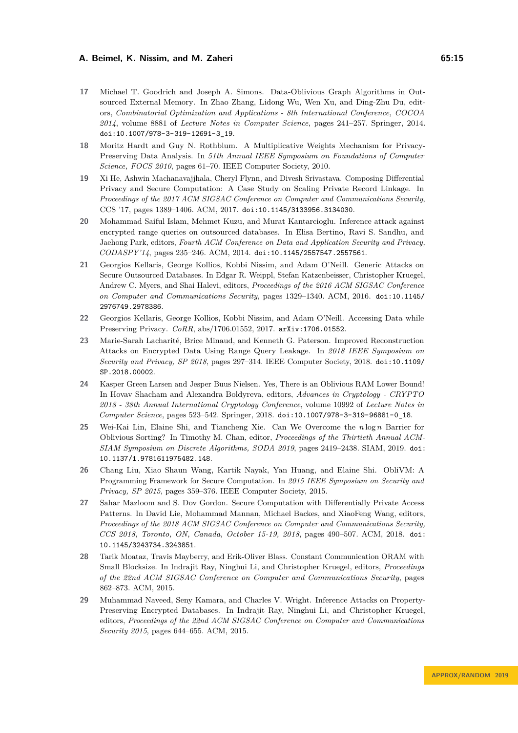17 Michael T. Goodrich and Joseph A. Simons. Data-Oblivious Graph Algorithms in Outsourced External Memory. In Zhao Zhang, Lidong Wu, Wen Xu, and Ding-Zhu Du, editors, *Combinatorial Optimization and Applications - 8th International Conference, COCOA 2014*, volume 8881 of *Lecture Notes in Computer Science*, pages 241–257. Springer, 2014. doi:10.1007/978-3-319-12691-3_19.

18 Moritz Hardt and Guy N. Rothblum. A Multiplicative Weights Mechanism for Privacy-Preserving Data Analysis. In *51th Annual IEEE Symposium on Foundations of Computer Science, FOCS 2010*, pages 61–70. IEEE Computer Society, 2010.

19 Xi He, Ashwin Machanavajjhala, Cheryl Flynn, and Divesh Srivastava. Composing Differential Privacy and Secure Computation: A Case Study on Scaling Private Record Linkage. In *Proceedings of the 2017 ACM SIGSAC Conference on Computer and Communications Security*, CCS '17, pages 1389–1406. ACM, 2017. doi:10.1145/3133956.3134030.

20 Mohammad Saiful Islam, Mehmet Kuzu, and Murat Kantarcioglu. Inference attack against encrypted range queries on outsourced databases. In Elisa Bertino, Ravi S. Sandhu, and Jaehong Park, editors, *Fourth ACM Conference on Data and Application Security and Privacy, CODASPY'14*, pages 235–246. ACM, 2014. doi:10.1145/2557547.2557561.

21 Georgios Kellaris, George Kollios, Kobbi Nissim, and Adam O'Neill. Generic Attacks on Secure Outsourced Databases. In Edgar R. Weippl, Stefan Katzenbeisser, Christopher Kruegel, Andrew C. Myers, and Shai Halevi, editors, *Proceedings of the 2016 ACM SIGSAC Conference on Computer and Communications Security*, pages 1329–1340. ACM, 2016. doi:10.1145/2976749.2978386.

22 Georgios Kellaris, George Kollios, Kobbi Nissim, and Adam O'Neill. Accessing Data while Preserving Privacy. *CoRR*, abs/1706.01552, 2017. arXiv:1706.01552.

23 Marie-Sarah Lacharité, Brice Minaud, and Kenneth G. Paterson. Improved Reconstruction Attacks on Encrypted Data Using Range Query Leakage. In *2018 IEEE Symposium on Security and Privacy, SP 2018*, pages 297–314. IEEE Computer Society, 2018. doi:10.1109/SP.2018.00002.

24 Kasper Green Larsen and Jesper Buus Nielsen. Yes, There is an Oblivious RAM Lower Bound! In Hovav Shacham and Alexandra Boldyreva, editors, *Advances in Cryptology - CRYPTO 2018 - 38th Annual International Cryptology Conference*, volume 10992 of *Lecture Notes in Computer Science*, pages 523–542. Springer, 2018. doi:10.1007/978-3-319-96881-0_18.

25 Wei-Kai Lin, Elaine Shi, and Tiancheng Xie. Can We Overcome the $n \log n$ Barrier for Oblivious Sorting? In Timothy M. Chan, editor, *Proceedings of the Thirtieth Annual ACM-SIAM Symposium on Discrete Algorithms, SODA 2019*, pages 2419–2438. SIAM, 2019. doi:10.1137/1.9781611975482.148.

26 Chang Liu, Xiao Shaun Wang, Kartik Nayak, Yan Huang, and Elaine Shi. ObliVM: A Programming Framework for Secure Computation. In *2015 IEEE Symposium on Security and Privacy, SP 2015*, pages 359–376. IEEE Computer Society, 2015.

27 Sahar Mazloom and S. Dov Gordon. Secure Computation with Differentially Private Access Patterns. In David Lie, Mohammad Mannan, Michael Backes, and XiaoFeng Wang, editors, *Proceedings of the 2018 ACM SIGSAC Conference on Computer and Communications Security, CCS 2018, Toronto, ON, Canada, October 15-19, 2018*, pages 490–507. ACM, 2018. doi:10.1145/3243734.3243851.

28 Tarik Moataz, Travis Mayberry, and Erik-Oliver Blass. Constant Communication ORAM with Small Blocksize. In Indrajit Ray, Ninghui Li, and Christopher Kruegel, editors, *Proceedings of the 22nd ACM SIGSAC Conference on Computer and Communications Security*, pages 862–873. ACM, 2015.

29 Muhammad Naveed, Seny Kamara, and Charles V. Wright. Inference Attacks on Property-Preserving Encrypted Databases. In Indrajit Ray, Ninghui Li, and Christopher Kruegel, editors, *Proceedings of the 22nd ACM SIGSAC Conference on Computer and Communications Security 2015*, pages 644–655. ACM, 2015.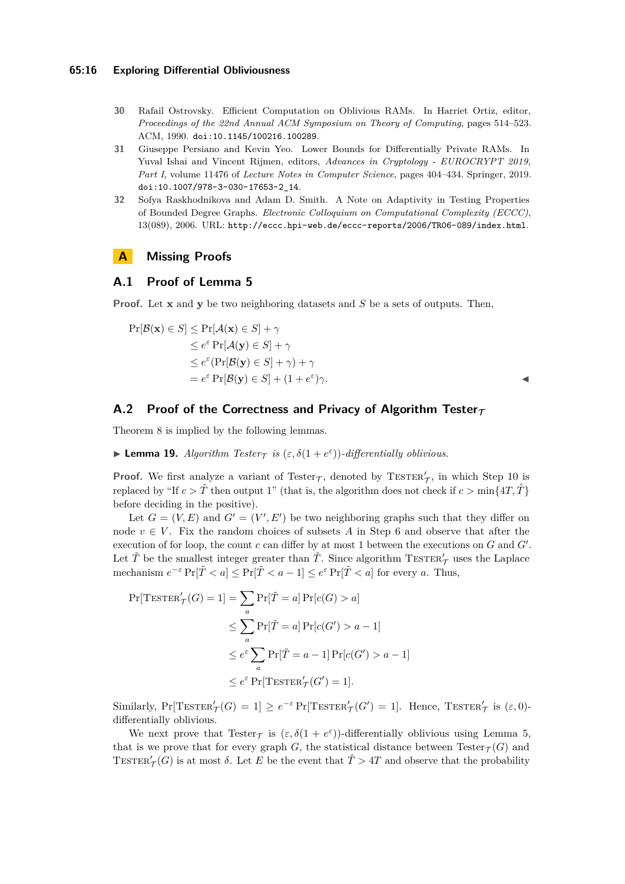30 Rafail Ostrovsky. Efficient Computation on Oblivious RAMs. In Harriet Ortiz, editor, *Proceedings of the 22nd Annual ACM Symposium on Theory of Computing*, pages 514–523. ACM, 1990. doi:10.1145/100216.100289.

31 Giuseppe Persiano and Kevin Yeo. Lower Bounds for Differentially Private RAMs. In Yuval Ishai and Vincent Rijmen, editors, *Advances in Cryptology - EUROCRYPT 2019, Part I*, volume 11476 of *Lecture Notes in Computer Science*, pages 404–434. Springer, 2019. doi:10.1007/978-3-030-17653-2_14.

32 Sofya Raskhodnikova and Adam D. Smith. A Note on Adaptivity in Testing Properties of Bounded Degree Graphs. *Electronic Colloquium on Computational Complexity (ECCC)*, 13(089), 2006. URL: http://eccc.hpi-web.de/eccc-reports/2006/TR06-089/index.html.

# A Missing Proofs

## A.1 Proof of Lemma 5

**Proof.** Let $\mathbf{x}$ and $\mathbf{y}$ be two neighboring datasets and $S$ be a sets of outputs. Then,

$$
\begin{aligned}
\Pr[\mathcal{B}(\mathbf{x}) \in S] &\le \Pr[\mathcal{A}(\mathbf{x}) \in S] + \gamma \\
&\le e^{\varepsilon} \Pr[\mathcal{A}(\mathbf{y}) \in S] + \gamma \\
&\le e^{\varepsilon} (\Pr[\mathcal{B}(\mathbf{y}) \in S] + \gamma) + \gamma \\
&= e^{\varepsilon} \Pr[\mathcal{B}(\mathbf{y}) \in S] + (1 + e^{\varepsilon})\gamma.
\end{aligned}
$$

◀

## A.2 Proof of the Correctness and Privacy of Algorithm Tester$_{\mathcal{T}}$

Theorem 8 is implied by the following lemmas.

▶ **Lemma 19.** *Algorithm Tester$_{\mathcal{T}}$ is $(\varepsilon, \delta(1+e^{\varepsilon}))$-differentially oblivious.*

**Proof.** We first analyze a variant of Tester$_{\mathcal{T}}$, denoted by $\text{TESTER}'_{\mathcal{T}}$, in which Step 10 is replaced by "If $c > \hat{T}$ then output 1" (that is, the algorithm does not check if $c > \min\{4T, \hat{T}\}$ before deciding in the positive).

Let $G = (V, E)$ and $G' = (V', E')$ be two neighboring graphs such that they differ on node $v \in V$. Fix the random choices of subsets $A$ in Step 6 and observe that after the execution of for loop, the count $c$ can differ by at most 1 between the executions on $G$ and $G'$. Let $\tilde{T}$ be the smallest integer greater than $\hat{T}$. Since algorithm $\text{TESTER}'_{\mathcal{T}}$ uses the Laplace mechanism $e^{-\varepsilon} \Pr[\tilde{T} < a] \le \Pr[\tilde{T} < a - 1] \le e^{\varepsilon} \Pr[\tilde{T} < a]$ for every $a$. Thus,

$$
\begin{aligned}
\Pr[\text{TESTER}'_{\mathcal{T}}(G) = 1] &= \sum_a \Pr[\tilde{T} = a] \Pr[c(G) > a] \\
&\le \sum_a \Pr[\tilde{T} = a] \Pr[c(G') > a - 1] \\
&\le e^{\varepsilon} \sum_a \Pr[\tilde{T} = a - 1] \Pr[c(G') > a - 1] \\
&\le e^{\varepsilon} \Pr[\text{TESTER}'_{\mathcal{T}}(G') = 1].
\end{aligned}
$$

Similarly, $\Pr[\text{TESTER}'_{\mathcal{T}}(G) = 1] \ge e^{-\varepsilon} \Pr[\text{TESTER}'_{\mathcal{T}}(G') = 1]$. Hence, $\text{TESTER}'_{\mathcal{T}}$ is $(\varepsilon, 0)$-differentially oblivious.

We next prove that Tester$_{\mathcal{T}}$ is $(\varepsilon, \delta(1+e^{\varepsilon}))$-differentially oblivious using Lemma 5, that is we prove that for every graph $G$, the statistical distance between Tester$_{\mathcal{T}}(G)$ and $\text{TESTER}'_{\mathcal{T}}(G)$ is at most $\delta$. Let $E$ be the event that $\hat{T} > 4T$ and observe that the probability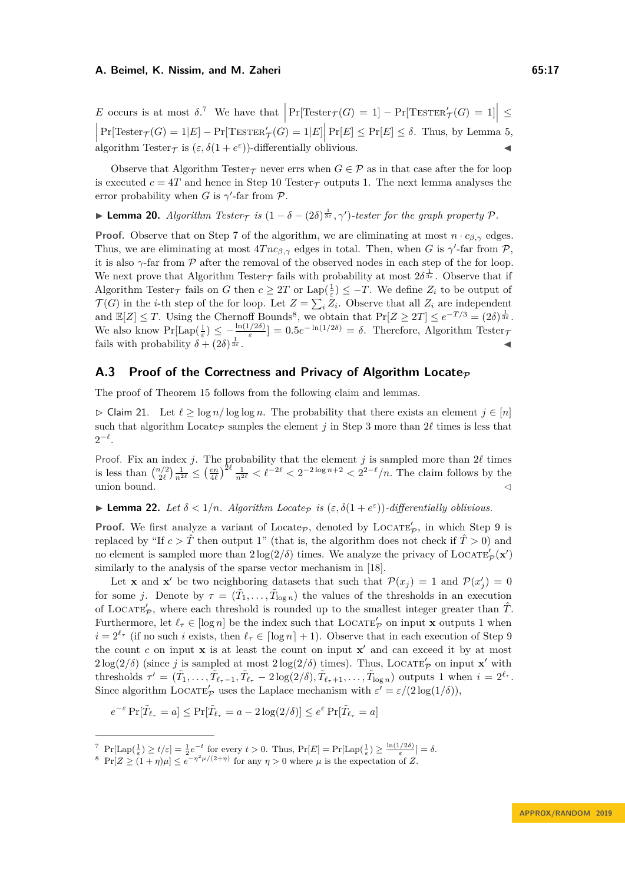$E$ occurs is at most $\delta$.[7] We have that $\left|\Pr[\text{Tester}_{\mathcal{T}}(G) = 1] - \Pr[\text{TESTER}'_{\mathcal{T}}(G) = 1]\right| \leq \left|\Pr[\text{Tester}_{\mathcal{T}}(G) = 1|E] - \Pr[\text{TESTER}'_{\mathcal{T}}(G) = 1|E]\right| \Pr[E] \leq \Pr[E] \leq \delta$. Thus, by Lemma 5, algorithm $\text{Tester}_{\mathcal{T}}$ is $(\varepsilon, \delta(1 + e^{\varepsilon}))$-differentially oblivious. ◀

Observe that Algorithm $\text{Tester}_{\mathcal{T}}$ never errs when $G \in \mathcal{P}$ as in that case after the for loop is executed $c = 4T$ and hence in Step 10 $\text{Tester}_{\mathcal{T}}$ outputs 1. The next lemma analyses the error probability when $G$ is $\gamma'$-far from $\mathcal{P}$.

▶ **Lemma 20.** *Algorithm $\text{Tester}_{\mathcal{T}}$ is $(1 - \delta - (2\delta)^{\frac{1}{3\varepsilon}}, \gamma')$-tester for the graph property $\mathcal{P}$.*

**Proof.** Observe that on Step 7 of the algorithm, we are eliminating at most $n \cdot c_{\beta,\gamma}$ edges. Thus, we are eliminating at most $4Tnc_{\beta,\gamma}$ edges in total. Then, when $G$ is $\gamma'$-far from $\mathcal{P}$, it is also $\gamma$-far from $\mathcal{P}$ after the removal of the observed nodes in each step of the for loop. We next prove that Algorithm $\text{Tester}_{\mathcal{T}}$ fails with probability at most $2\delta^{\frac{1}{3\varepsilon}}$. Observe that if Algorithm $\text{Tester}_{\mathcal{T}}$ fails on $G$ then $c \geq 2T$ or $\text{Lap}(\frac{1}{\varepsilon}) \leq -T$. We define $Z_i$ to be output of $\mathcal{T}(G)$ in the $i$-th step of the for loop. Let $Z = \sum_i Z_i$. Observe that all $Z_i$ are independent and $\mathbb{E}[Z] \leq T$. Using the Chernoff Bounds[8], we obtain that $\Pr[Z \geq 2T] \leq e^{-T/3} = (2\delta)^{\frac{1}{3\varepsilon}}$. We also know $\Pr[\text{Lap}(\frac{1}{\varepsilon}) \leq -\frac{\ln(1/2\delta)}{\varepsilon}] = 0.5e^{-\ln(1/2\delta)} = \delta$. Therefore, Algorithm $\text{Tester}_{\mathcal{T}}$ fails with probability $\delta + (2\delta)^{\frac{1}{3\varepsilon}}$. ◀

## A.3 Proof of the Correctness and Privacy of Algorithm $\text{Locate}_{\mathcal{P}}$

The proof of Theorem 15 follows from the following claim and lemmas.

▷ Claim 21. Let $\ell \geq \log n / \log\log n$. The probability that there exists an element $j \in [n]$ such that algorithm $\text{Locate}_{\mathcal{P}}$ samples the element $j$ in Step 3 more than $2\ell$ times is less that $2^{-\ell}$.

Proof. Fix an index $j$. The probability that the element $j$ is sampled more than $2\ell$ times is less than $\binom{n/2}{2\ell}\frac{1}{n^{2\ell}} \leq \left(\frac{en}{4\ell}\right)^{2\ell}\frac{1}{n^{2\ell}} < \ell^{-2\ell} < 2^{-2\log n + 2} < 2^{2-\ell}/n$. The claim follows by the union bound. ◁

▶ **Lemma 22.** *Let $\delta < 1/n$. Algorithm $\text{Locate}_{\mathcal{P}}$ is $(\varepsilon, \delta(1 + e^{\varepsilon}))$-differentially oblivious.*

**Proof.** We first analyze a variant of $\text{Locate}_{\mathcal{P}}$, denoted by $\text{LOCATE}'_{\mathcal{P}}$, in which Step 9 is replaced by "If $c > \hat{T}$ then output 1" (that is, the algorithm does not check if $\hat{T} > 0$) and no element is sampled more than $2\log(2/\delta)$ times. We analyze the privacy of $\text{LOCATE}'_{\mathcal{P}}(\mathbf{x}')$ similarly to the analysis of the sparse vector mechanism in [18].

Let $\mathbf{x}$ and $\mathbf{x}'$ be two neighboring datasets that such that $\mathcal{P}(x_j) = 1$ and $\mathcal{P}(x'_j) = 0$ for some $j$. Denote by $\tau = (\tilde{T}_1, \ldots, \tilde{T}_{\log n})$ the values of the thresholds in an execution of $\text{LOCATE}'_{\mathcal{P}}$, where each threshold is rounded up to the smallest integer greater than $\hat{T}$. Furthermore, let $\ell_\tau \in [\log n]$ be the index such that $\text{LOCATE}'_{\mathcal{P}}$ on input $\mathbf{x}$ outputs 1 when $i = 2^{\ell_\tau}$ (if no such $i$ exists, then $\ell_\tau \in \lceil \log n \rceil + 1$). Observe that in each execution of Step 9 the count $c$ on input $\mathbf{x}$ is at least the count on input $\mathbf{x}'$ and can exceed it by at most $2\log(2/\delta)$ (since $j$ is sampled at most $2\log(2/\delta)$ times). Thus, $\text{LOCATE}'_{\mathcal{P}}$ on input $\mathbf{x}'$ with thresholds $\tau' = (\tilde{T}_1, \ldots, \tilde{T}_{\ell_\tau - 1}, \tilde{T}_{\ell_\tau} - 2\log(2/\delta), \tilde{T}_{\ell_\tau + 1}, \ldots, \tilde{T}_{\log n})$ outputs 1 when $i = 2^{\ell_\tau}$. Since algorithm $\text{LOCATE}'_{\mathcal{P}}$ uses the Laplace mechanism with $\varepsilon' = \varepsilon/(2\log(1/\delta))$,

$$e^{-\varepsilon}\Pr[\tilde{T}_{\ell_\tau} = a] \leq \Pr[\tilde{T}_{\ell_\tau} = a - 2\log(2/\delta)] \leq e^{\varepsilon}\Pr[\tilde{T}_{\ell_\tau} = a]$$

---

[7] $\Pr[\text{Lap}(\frac{1}{\varepsilon}) \geq t/\varepsilon] = \frac{1}{2}e^{-t}$ for every $t > 0$. Thus, $\Pr[E] = \Pr[\text{Lap}(\frac{1}{\varepsilon}) \geq \frac{\ln(1/2\delta)}{\varepsilon}] = \delta$.

[8] $\Pr[Z \geq (1+\eta)\mu] \leq e^{-\eta^2\mu/(2+\eta)}$ for any $\eta > 0$ where $\mu$ is the expectation of $Z$.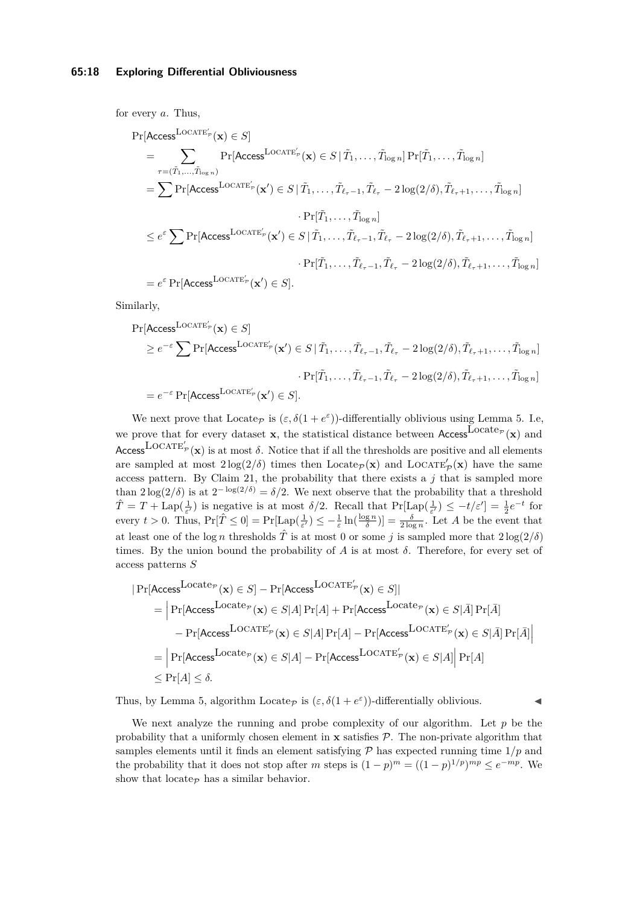for every $a$. Thus,

$$
\begin{aligned}
&\Pr[\mathsf{Access}^{\text{LOCATE}'_{\mathcal{P}}}(\mathbf{x}) \in S] \\
&= \sum_{\tau=(\tilde{T}_1,\ldots,\tilde{T}_{\log n})} \Pr[\mathsf{Access}^{\text{LOCATE}'_{\mathcal{P}}}(\mathbf{x}) \in S \,|\, \tilde{T}_1,\ldots,\tilde{T}_{\log n}] \Pr[\tilde{T}_1,\ldots,\tilde{T}_{\log n}] \\
&= \sum \Pr[\mathsf{Access}^{\text{LOCATE}'_{\mathcal{P}}}(\mathbf{x}') \in S \,|\, \tilde{T}_1,\ldots,\tilde{T}_{\ell_\tau-1}, \tilde{T}_{\ell_\tau} - 2\log(2/\delta), \tilde{T}_{\ell_\tau+1},\ldots,\tilde{T}_{\log n}] \\
&\qquad\qquad\qquad \cdot \Pr[\tilde{T}_1,\ldots,\tilde{T}_{\log n}] \\
&\le e^{\varepsilon} \sum \Pr[\mathsf{Access}^{\text{LOCATE}'_{\mathcal{P}}}(\mathbf{x}') \in S \,|\, \tilde{T}_1,\ldots,\tilde{T}_{\ell_\tau-1}, \tilde{T}_{\ell_\tau} - 2\log(2/\delta), \tilde{T}_{\ell_\tau+1},\ldots,\tilde{T}_{\log n}] \\
&\qquad\qquad\qquad \cdot \Pr[\tilde{T}_1,\ldots,\tilde{T}_{\ell_\tau-1}, \tilde{T}_{\ell_\tau} - 2\log(2/\delta), \tilde{T}_{\ell_\tau+1},\ldots,\tilde{T}_{\log n}] \\
&= e^{\varepsilon} \Pr[\mathsf{Access}^{\text{LOCATE}'_{\mathcal{P}}}(\mathbf{x}') \in S].
\end{aligned}
$$

Similarly,

$$
\begin{aligned}
&\Pr[\mathsf{Access}^{\text{LOCATE}'_{\mathcal{P}}}(\mathbf{x}) \in S] \\
&\ge e^{-\varepsilon} \sum \Pr[\mathsf{Access}^{\text{LOCATE}'_{\mathcal{P}}}(\mathbf{x}') \in S \,|\, \tilde{T}_1,\ldots,\tilde{T}_{\ell_\tau-1}, \tilde{T}_{\ell_\tau} - 2\log(2/\delta), \tilde{T}_{\ell_\tau+1},\ldots,\tilde{T}_{\log n}] \\
&\qquad\qquad\qquad \cdot \Pr[\tilde{T}_1,\ldots,\tilde{T}_{\ell_\tau-1}, \tilde{T}_{\ell_\tau} - 2\log(2/\delta), \tilde{T}_{\ell_\tau+1},\ldots,\tilde{T}_{\log n}] \\
&= e^{-\varepsilon} \Pr[\mathsf{Access}^{\text{LOCATE}'_{\mathcal{P}}}(\mathbf{x}') \in S].
\end{aligned}
$$

We next prove that $\text{Locate}_{\mathcal{P}}$ is $(\varepsilon, \delta(1+e^{\varepsilon}))$-differentially oblivious using Lemma 5. I.e, we prove that for every dataset $\mathbf{x}$, the statistical distance between $\mathsf{Access}^{\text{Locate}_{\mathcal{P}}}(\mathbf{x})$ and $\mathsf{Access}^{\text{LOCATE}'_{\mathcal{P}}}(\mathbf{x})$ is at most $\delta$. Notice that if all the thresholds are positive and all elements are sampled at most $2\log(2/\delta)$ times then $\text{Locate}_{\mathcal{P}}(\mathbf{x})$ and $\text{LOCATE}'_{\mathcal{P}}(\mathbf{x})$ have the same access pattern. By Claim 21, the probability that there exists a $j$ that is sampled more than $2\log(2/\delta)$ is at $2^{-\log(2/\delta)} = \delta/2$. We next observe that the probability that a threshold $\hat{T} = T + \text{Lap}(\frac{1}{\varepsilon'})$ is negative is at most $\delta/2$. Recall that $\Pr[\text{Lap}(\frac{1}{\varepsilon'}) \le -t/\varepsilon'] = \frac{1}{2}e^{-t}$ for every $t > 0$. Thus, $\Pr[\hat{T} \le 0] = \Pr[\text{Lap}(\frac{1}{\varepsilon'}) \le -\frac{1}{\varepsilon}\ln(\frac{\log n}{\delta})] = \frac{\delta}{2\log n}$. Let $A$ be the event that at least one of the $\log n$ thresholds $\hat{T}$ is at most 0 or some $j$ is sampled more that $2\log(2/\delta)$ times. By the union bound the probability of $A$ is at most $\delta$. Therefore, for every set of access patterns $S$

$$
\begin{aligned}
&|\Pr[\mathsf{Access}^{\text{Locate}_{\mathcal{P}}}(\mathbf{x}) \in S] - \Pr[\mathsf{Access}^{\text{LOCATE}'_{\mathcal{P}}}(\mathbf{x}) \in S]| \\
&= \Big| \Pr[\mathsf{Access}^{\text{Locate}_{\mathcal{P}}}(\mathbf{x}) \in S|A]\Pr[A] + \Pr[\mathsf{Access}^{\text{Locate}_{\mathcal{P}}}(\mathbf{x}) \in S|\bar{A}]\Pr[\bar{A}] \\
&\qquad - \Pr[\mathsf{Access}^{\text{LOCATE}'_{\mathcal{P}}}(\mathbf{x}) \in S|A]\Pr[A] - \Pr[\mathsf{Access}^{\text{LOCATE}'_{\mathcal{P}}}(\mathbf{x}) \in S|\bar{A}]\Pr[\bar{A}] \Big| \\
&= \Big| \Pr[\mathsf{Access}^{\text{Locate}_{\mathcal{P}}}(\mathbf{x}) \in S|A] - \Pr[\mathsf{Access}^{\text{LOCATE}'_{\mathcal{P}}}(\mathbf{x}) \in S|A] \Big| \Pr[A] \\
&\le \Pr[A] \le \delta.
\end{aligned}
$$

Thus, by Lemma 5, algorithm $\text{Locate}_{\mathcal{P}}$ is $(\varepsilon, \delta(1+e^{\varepsilon}))$-differentially oblivious. ◀

We next analyze the running and probe complexity of our algorithm. Let $p$ be the probability that a uniformly chosen element in $\mathbf{x}$ satisfies $\mathcal{P}$. The non-private algorithm that samples elements until it finds an element satisfying $\mathcal{P}$ has expected running time $1/p$ and the probability that it does not stop after $m$ steps is $(1-p)^m = ((1-p)^{1/p})^{mp} \le e^{-mp}$. We show that $\text{locate}_{\mathcal{P}}$ has a similar behavior.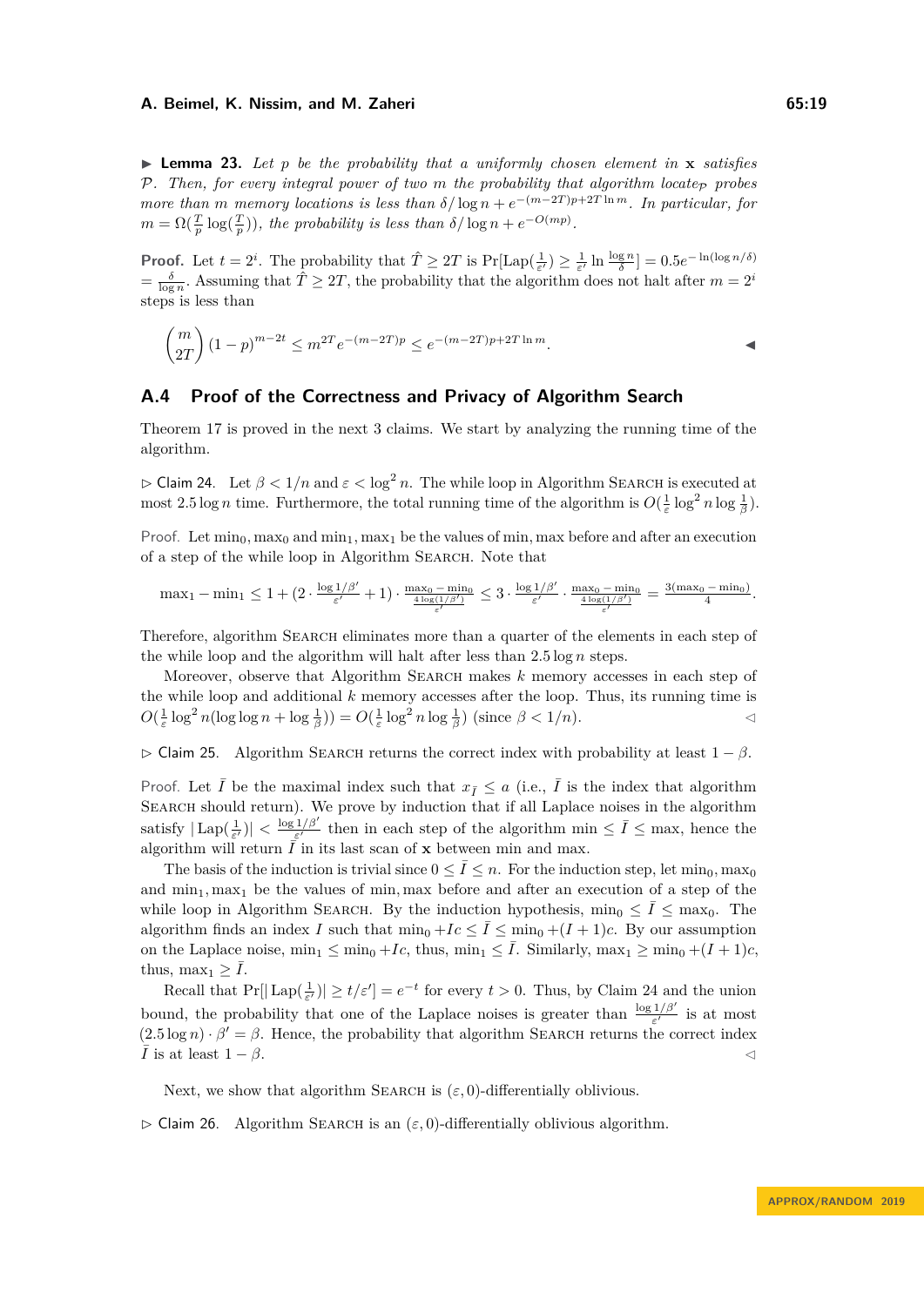▶ **Lemma 23.** *Let $p$ be the probability that a uniformly chosen element in $\mathbf{x}$ satisfies $\mathcal{P}$. Then, for every integral power of two $m$ the probability that algorithm $\text{locate}_{\mathcal{P}}$ probes more than $m$ memory locations is less than $\delta/\log n + e^{-(m-2T)p+2T\ln m}$. In particular, for $m = \Omega(\frac{T}{p}\log(\frac{T}{p}))$, the probability is less than $\delta/\log n + e^{-O(mp)}$.*

**Proof.** Let $t = 2^i$. The probability that $\hat{T} \geq 2T$ is $\Pr[\text{Lap}(\frac{1}{\varepsilon'}) \geq \frac{1}{\varepsilon'}\ln\frac{\log n}{\delta}] = 0.5e^{-\ln(\log n/\delta)} = \frac{\delta}{\log n}$. Assuming that $\hat{T} \geq 2T$, the probability that the algorithm does not halt after $m = 2^i$ steps is less than

$$\binom{m}{2T}(1-p)^{m-2t} \leq m^{2T}e^{-(m-2T)p} \leq e^{-(m-2T)p+2T\ln m}.$$ ◀

## A.4 Proof of the Correctness and Privacy of Algorithm Search

Theorem 17 is proved in the next 3 claims. We start by analyzing the running time of the algorithm.

▷ Claim 24. Let $\beta < 1/n$ and $\varepsilon < \log^2 n$. The while loop in Algorithm Search is executed at most $2.5\log n$ time. Furthermore, the total running time of the algorithm is $O(\frac{1}{\varepsilon}\log^2 n\log\frac{1}{\beta})$.

Proof. Let $\min_0, \max_0$ and $\min_1, \max_1$ be the values of $\min, \max$ before and after an execution of a step of the while loop in Algorithm Search. Note that

$$\max_1 - \min_1 \leq 1 + (2\cdot\frac{\log 1/\beta'}{\varepsilon'}+1)\cdot\frac{\max_0-\min_0}{\frac{4\log(1/\beta')}{\varepsilon'}} \leq 3\cdot\frac{\log 1/\beta'}{\varepsilon'}\cdot\frac{\max_0-\min_0}{\frac{4\log(1/\beta')}{\varepsilon'}} = \frac{3(\max_0-\min_0)}{4}.$$

Therefore, algorithm Search eliminates more than a quarter of the elements in each step of the while loop and the algorithm will halt after less than $2.5\log n$ steps.

Moreover, observe that Algorithm Search makes $k$ memory accesses in each step of the while loop and additional $k$ memory accesses after the loop. Thus, its running time is $O(\frac{1}{\varepsilon}\log^2 n(\log\log n + \log\frac{1}{\beta})) = O(\frac{1}{\varepsilon}\log^2 n\log\frac{1}{\beta})$ (since $\beta < 1/n$). ◁

▷ Claim 25. Algorithm Search returns the correct index with probability at least $1-\beta$.

Proof. Let $\bar{I}$ be the maximal index such that $x_{\bar{I}} \leq a$ (i.e., $\bar{I}$ is the index that algorithm Search should return). We prove by induction that if all Laplace noises in the algorithm satisfy $|\text{Lap}(\frac{1}{\varepsilon'})| < \frac{\log 1/\beta'}{\varepsilon'}$ then in each step of the algorithm $\min \leq \bar{I} \leq \max$, hence the algorithm will return $\bar{I}$ in its last scan of $\mathbf{x}$ between $\min$ and $\max$.

The basis of the induction is trivial since $0 \leq \bar{I} \leq n$. For the induction step, let $\min_0, \max_0$ and $\min_1, \max_1$ be the values of $\min, \max$ before and after an execution of a step of the while loop in Algorithm Search. By the induction hypothesis, $\min_0 \leq \bar{I} \leq \max_0$. The algorithm finds an index $I$ such that $\min_0 + Ic \leq \bar{I} \leq \min_0 + (I+1)c$. By our assumption on the Laplace noise, $\min_1 \leq \min_0 + Ic$, thus, $\min_1 \leq \bar{I}$. Similarly, $\max_1 \geq \min_0 + (I+1)c$, thus, $\max_1 \geq \bar{I}$.

Recall that $\Pr[|\text{Lap}(\frac{1}{\varepsilon'})| \geq t/\varepsilon'] = e^{-t}$ for every $t > 0$. Thus, by Claim 24 and the union bound, the probability that one of the Laplace noises is greater than $\frac{\log 1/\beta'}{\varepsilon'}$ is at most $(2.5\log n)\cdot\beta' = \beta$. Hence, the probability that algorithm Search returns the correct index $\bar{I}$ is at least $1-\beta$. ◁

Next, we show that algorithm Search is $(\varepsilon, 0)$-differentially oblivious.

▷ Claim 26. Algorithm Search is an $(\varepsilon, 0)$-differentially oblivious algorithm.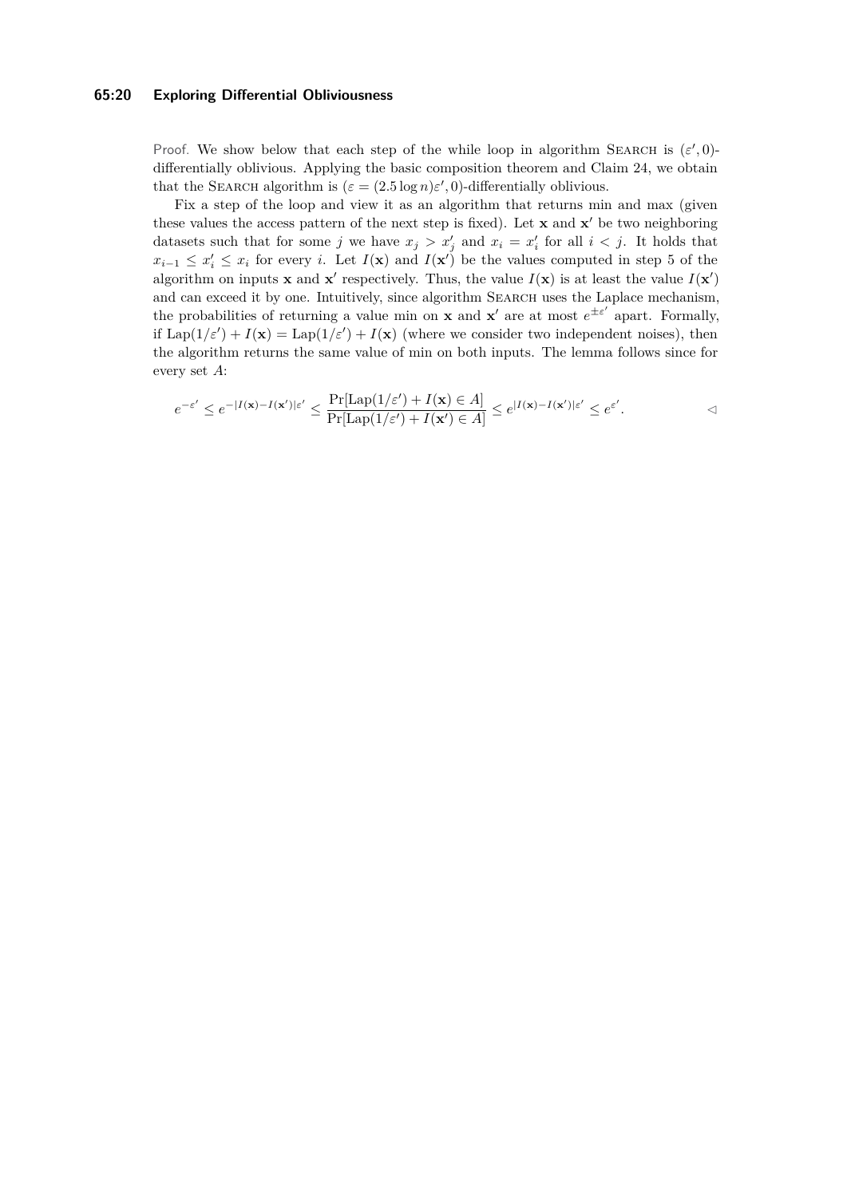Proof. We show below that each step of the while loop in algorithm Search is $(\varepsilon', 0)$-differentially oblivious. Applying the basic composition theorem and Claim 24, we obtain that the Search algorithm is $(\varepsilon = (2.5 \log n)\varepsilon', 0)$-differentially oblivious.

Fix a step of the loop and view it as an algorithm that returns min and max (given these values the access pattern of the next step is fixed). Let $\mathbf{x}$ and $\mathbf{x}'$ be two neighboring datasets such that for some $j$ we have $x_j > x'_j$ and $x_i = x'_i$ for all $i < j$. It holds that $x_{i-1} \leq x'_i \leq x_i$ for every $i$. Let $I(\mathbf{x})$ and $I(\mathbf{x}')$ be the values computed in step 5 of the algorithm on inputs $\mathbf{x}$ and $\mathbf{x}'$ respectively. Thus, the value $I(\mathbf{x})$ is at least the value $I(\mathbf{x}')$ and can exceed it by one. Intuitively, since algorithm Search uses the Laplace mechanism, the probabilities of returning a value min on $\mathbf{x}$ and $\mathbf{x}'$ are at most $e^{\pm\varepsilon'}$ apart. Formally, if $\text{Lap}(1/\varepsilon') + I(\mathbf{x}) = \text{Lap}(1/\varepsilon') + I(\mathbf{x})$ (where we consider two independent noises), then the algorithm returns the same value of min on both inputs. The lemma follows since for every set $A$:

$$e^{-\varepsilon'} \leq e^{-|I(\mathbf{x}) - I(\mathbf{x}')|\varepsilon'} \leq \frac{\Pr[\text{Lap}(1/\varepsilon') + I(\mathbf{x}) \in A]}{\Pr[\text{Lap}(1/\varepsilon') + I(\mathbf{x}') \in A]} \leq e^{|I(\mathbf{x}) - I(\mathbf{x}')|\varepsilon'} \leq e^{\varepsilon'}. \qquad \triangleleft$$